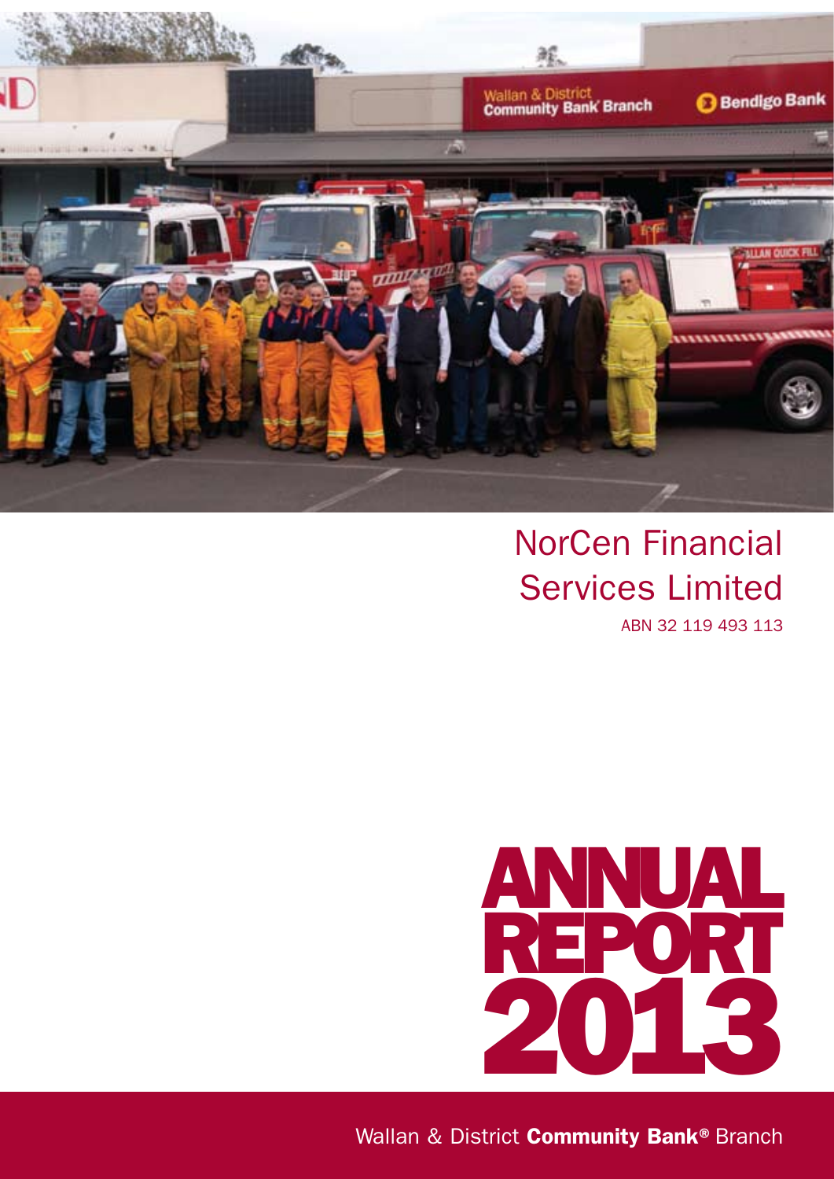# NorCen Financial Services Limited

ABN 32 119 493 113

# ANNUAL REPORT 2013

Wallan & District **Community Bank®** Branch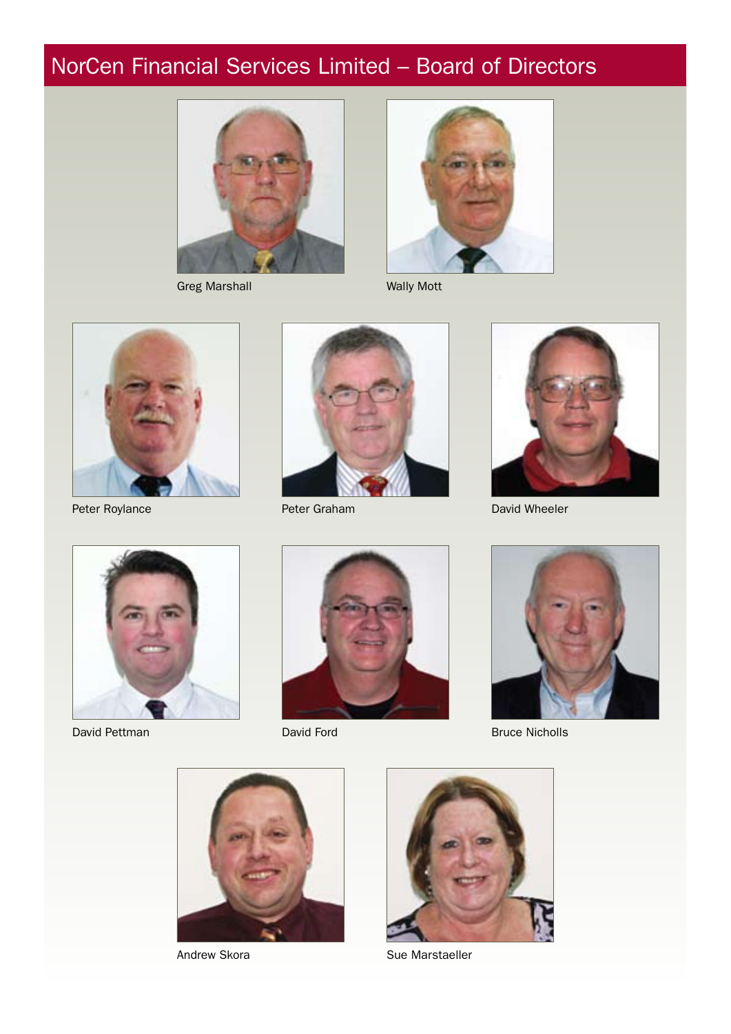## NorCen Financial Services Limited – Board of Directors

Greg Marshall

Wally Mott

Peter Roylance

Peter Graham

David Wheeler

David Pettman

David Ford

Bruce Nicholls

Andrew Skora

Sue Marstaeller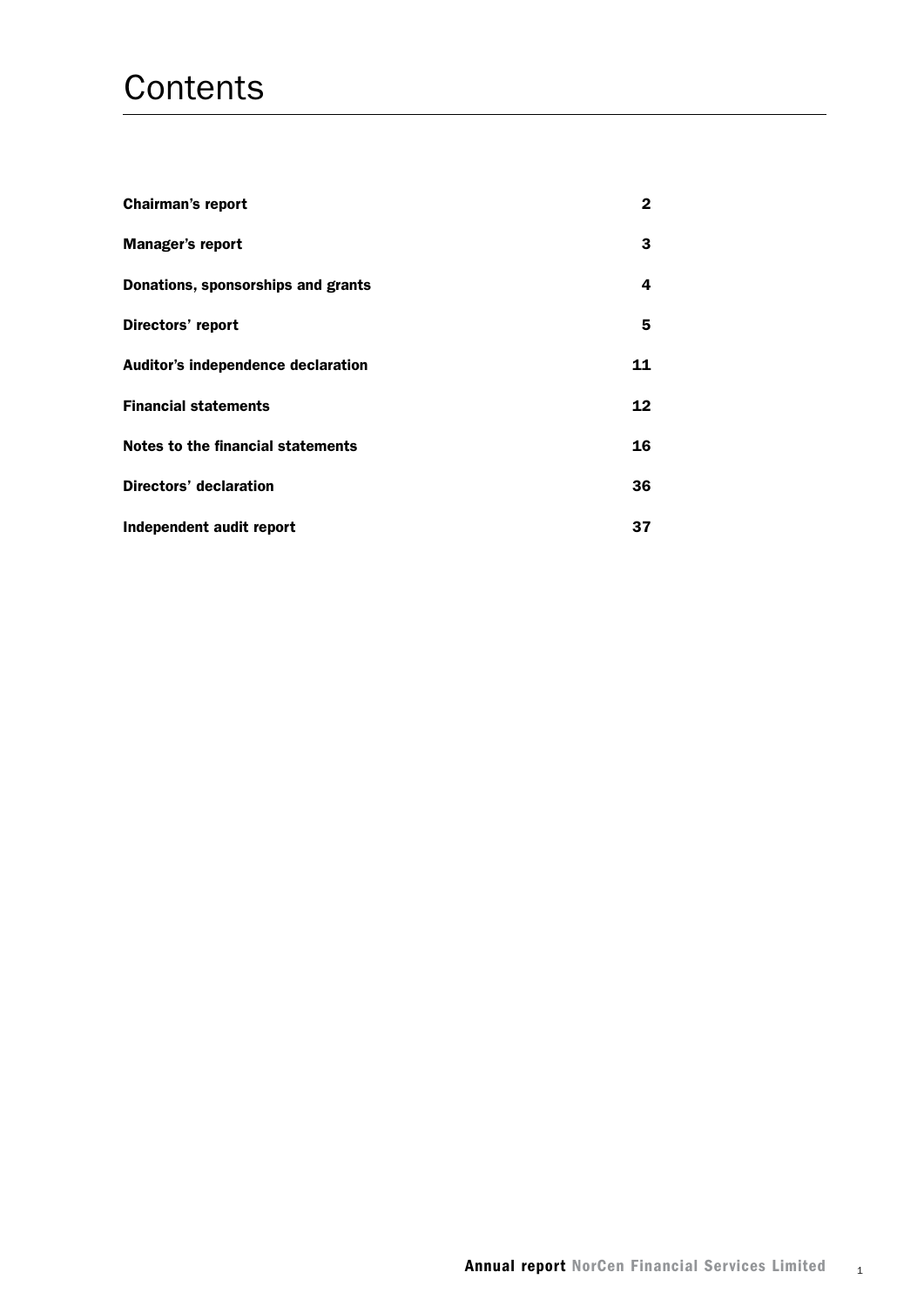# Contents

| | |
|---|---|
| **Chairman's report** | **2** |
| **Manager's report** | **3** |
| **Donations, sponsorships and grants** | **4** |
| **Directors' report** | **5** |
| **Auditor's independence declaration** | **11** |
| **Financial statements** | **12** |
| **Notes to the financial statements** | **16** |
| **Directors' declaration** | **36** |
| **Independent audit report** | **37** |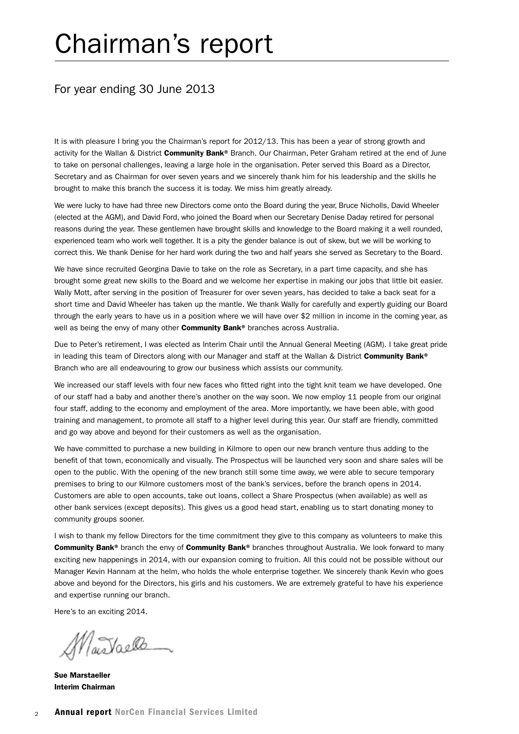# Chairman's report

## For year ending 30 June 2013

It is with pleasure I bring you the Chairman's report for 2012/13. This has been a year of strong growth and activity for the Wallan & District **Community Bank®** Branch. Our Chairman, Peter Graham retired at the end of June to take on personal challenges, leaving a large hole in the organisation. Peter served this Board as a Director, Secretary and as Chairman for over seven years and we sincerely thank him for his leadership and the skills he brought to make this branch the success it is today. We miss him greatly already.

We were lucky to have had three new Directors come onto the Board during the year, Bruce Nicholls, David Wheeler (elected at the AGM), and David Ford, who joined the Board when our Secretary Denise Daday retired for personal reasons during the year. These gentlemen have brought skills and knowledge to the Board making it a well rounded, experienced team who work well together. It is a pity the gender balance is out of skew, but we will be working to correct this. We thank Denise for her hard work during the two and half years she served as Secretary to the Board.

We have since recruited Georgina Davie to take on the role as Secretary, in a part time capacity, and she has brought some great new skills to the Board and we welcome her expertise in making our jobs that little bit easier. Wally Mott, after serving in the position of Treasurer for over seven years, has decided to take a back seat for a short time and David Wheeler has taken up the mantle. We thank Wally for carefully and expertly guiding our Board through the early years to have us in a position where we will have over $2 million in income in the coming year, as well as being the envy of many other **Community Bank®** branches across Australia.

Due to Peter's retirement, I was elected as Interim Chair until the Annual General Meeting (AGM). I take great pride in leading this team of Directors along with our Manager and staff at the Wallan & District **Community Bank®** Branch who are all endeavouring to grow our business which assists our community.

We increased our staff levels with four new faces who fitted right into the tight knit team we have developed. One of our staff had a baby and another there's another on the way soon. We now employ 11 people from our original four staff, adding to the economy and employment of the area. More importantly, we have been able, with good training and management, to promote all staff to a higher level during this year. Our staff are friendly, committed and go way above and beyond for their customers as well as the organisation.

We have committed to purchase a new building in Kilmore to open our new branch venture thus adding to the benefit of that town, economically and visually. The Prospectus will be launched very soon and share sales will be open to the public. With the opening of the new branch still some time away, we were able to secure temporary premises to bring to our Kilmore customers most of the bank's services, before the branch opens in 2014. Customers are able to open accounts, take out loans, collect a Share Prospectus (when available) as well as other bank services (except deposits). This gives us a good head start, enabling us to start donating money to community groups sooner.

I wish to thank my fellow Directors for the time commitment they give to this company as volunteers to make this **Community Bank®** branch the envy of **Community Bank®** branches throughout Australia. We look forward to many exciting new happenings in 2014, with our expansion coming to fruition. All this could not be possible without our Manager Kevin Hannam at the helm, who holds the whole enterprise together. We sincerely thank Kevin who goes above and beyond for the Directors, his girls and his customers. We are extremely grateful to have his experience and expertise running our branch.

Here's to an exciting 2014.

**Sue Marstaeller**
**Interim Chairman**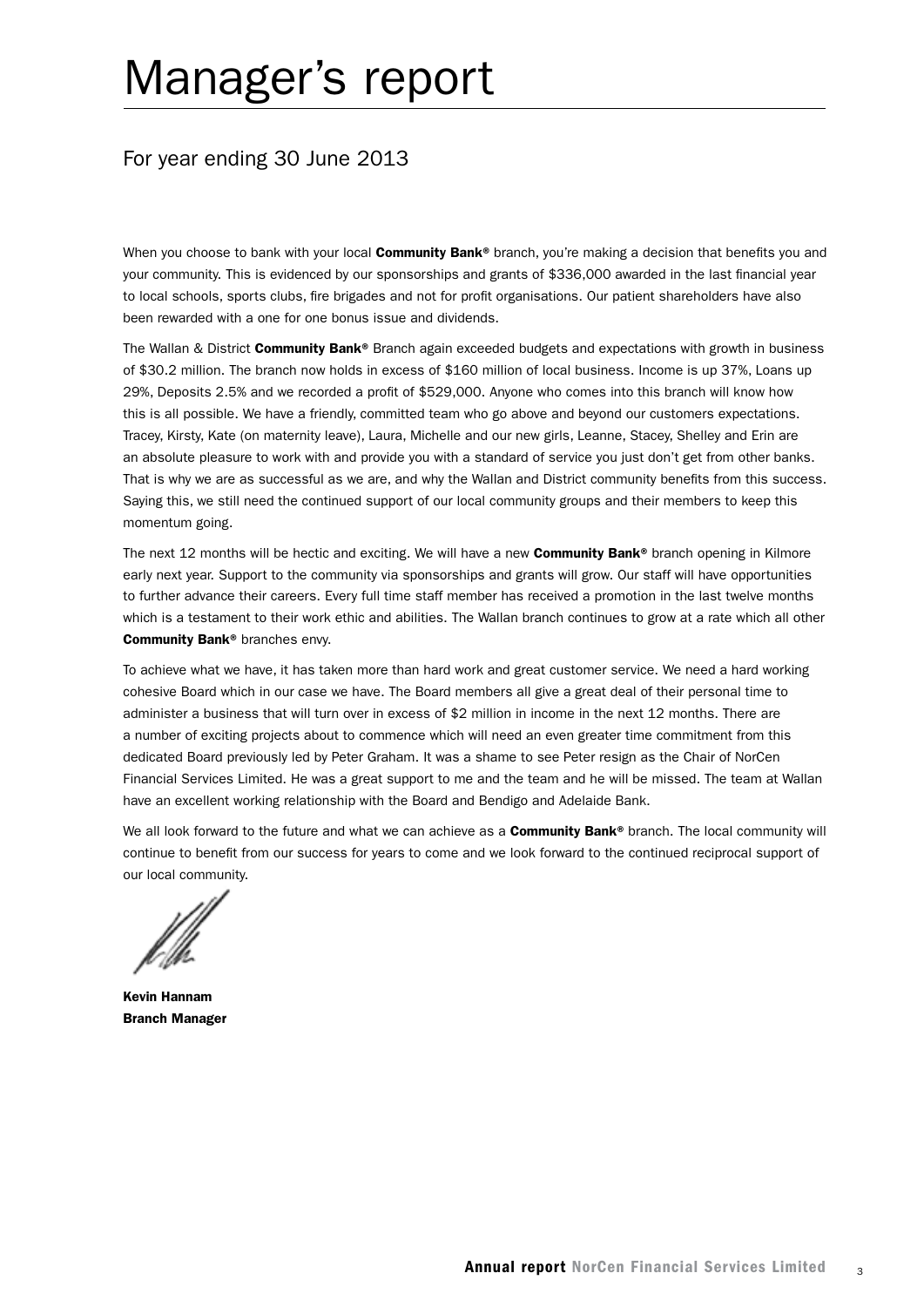# Manager's report

## For year ending 30 June 2013

When you choose to bank with your local **Community Bank®** branch, you're making a decision that benefits you and your community. This is evidenced by our sponsorships and grants of $336,000 awarded in the last financial year to local schools, sports clubs, fire brigades and not for profit organisations. Our patient shareholders have also been rewarded with a one for one bonus issue and dividends.

The Wallan & District **Community Bank®** Branch again exceeded budgets and expectations with growth in business of $30.2 million. The branch now holds in excess of $160 million of local business. Income is up 37%, Loans up 29%, Deposits 2.5% and we recorded a profit of $529,000. Anyone who comes into this branch will know how this is all possible. We have a friendly, committed team who go above and beyond our customers expectations. Tracey, Kirsty, Kate (on maternity leave), Laura, Michelle and our new girls, Leanne, Stacey, Shelley and Erin are an absolute pleasure to work with and provide you with a standard of service you just don't get from other banks. That is why we are as successful as we are, and why the Wallan and District community benefits from this success. Saying this, we still need the continued support of our local community groups and their members to keep this momentum going.

The next 12 months will be hectic and exciting. We will have a new **Community Bank®** branch opening in Kilmore early next year. Support to the community via sponsorships and grants will grow. Our staff will have opportunities to further advance their careers. Every full time staff member has received a promotion in the last twelve months which is a testament to their work ethic and abilities. The Wallan branch continues to grow at a rate which all other **Community Bank®** branches envy.

To achieve what we have, it has taken more than hard work and great customer service. We need a hard working cohesive Board which in our case we have. The Board members all give a great deal of their personal time to administer a business that will turn over in excess of $2 million in income in the next 12 months. There are a number of exciting projects about to commence which will need an even greater time commitment from this dedicated Board previously led by Peter Graham. It was a shame to see Peter resign as the Chair of NorCen Financial Services Limited. He was a great support to me and the team and he will be missed. The team at Wallan have an excellent working relationship with the Board and Bendigo and Adelaide Bank.

We all look forward to the future and what we can achieve as a **Community Bank®** branch. The local community will continue to benefit from our success for years to come and we look forward to the continued reciprocal support of our local community.

**Kevin Hannam**
**Branch Manager**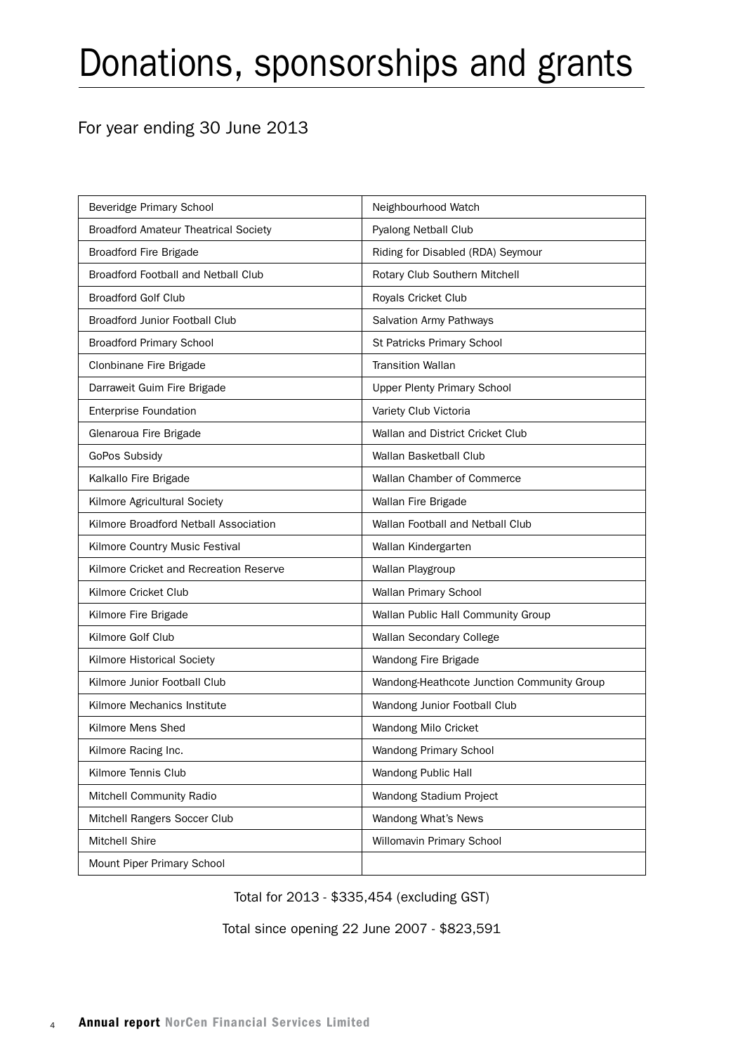# Donations, sponsorships and grants

For year ending 30 June 2013

| | |
|---|---|
| Beveridge Primary School | Neighbourhood Watch |
| Broadford Amateur Theatrical Society | Pyalong Netball Club |
| Broadford Fire Brigade | Riding for Disabled (RDA) Seymour |
| Broadford Football and Netball Club | Rotary Club Southern Mitchell |
| Broadford Golf Club | Royals Cricket Club |
| Broadford Junior Football Club | Salvation Army Pathways |
| Broadford Primary School | St Patricks Primary School |
| Clonbinane Fire Brigade | Transition Wallan |
| Darraweit Guim Fire Brigade | Upper Plenty Primary School |
| Enterprise Foundation | Variety Club Victoria |
| Glenaroua Fire Brigade | Wallan and District Cricket Club |
| GoPos Subsidy | Wallan Basketball Club |
| Kalkallo Fire Brigade | Wallan Chamber of Commerce |
| Kilmore Agricultural Society | Wallan Fire Brigade |
| Kilmore Broadford Netball Association | Wallan Football and Netball Club |
| Kilmore Country Music Festival | Wallan Kindergarten |
| Kilmore Cricket and Recreation Reserve | Wallan Playgroup |
| Kilmore Cricket Club | Wallan Primary School |
| Kilmore Fire Brigade | Wallan Public Hall Community Group |
| Kilmore Golf Club | Wallan Secondary College |
| Kilmore Historical Society | Wandong Fire Brigade |
| Kilmore Junior Football Club | Wandong-Heathcote Junction Community Group |
| Kilmore Mechanics Institute | Wandong Junior Football Club |
| Kilmore Mens Shed | Wandong Milo Cricket |
| Kilmore Racing Inc. | Wandong Primary School |
| Kilmore Tennis Club | Wandong Public Hall |
| Mitchell Community Radio | Wandong Stadium Project |
| Mitchell Rangers Soccer Club | Wandong What's News |
| Mitchell Shire | Willomavin Primary School |
| Mount Piper Primary School | |

Total for 2013 - $335,454 (excluding GST)

Total since opening 22 June 2007 - $823,591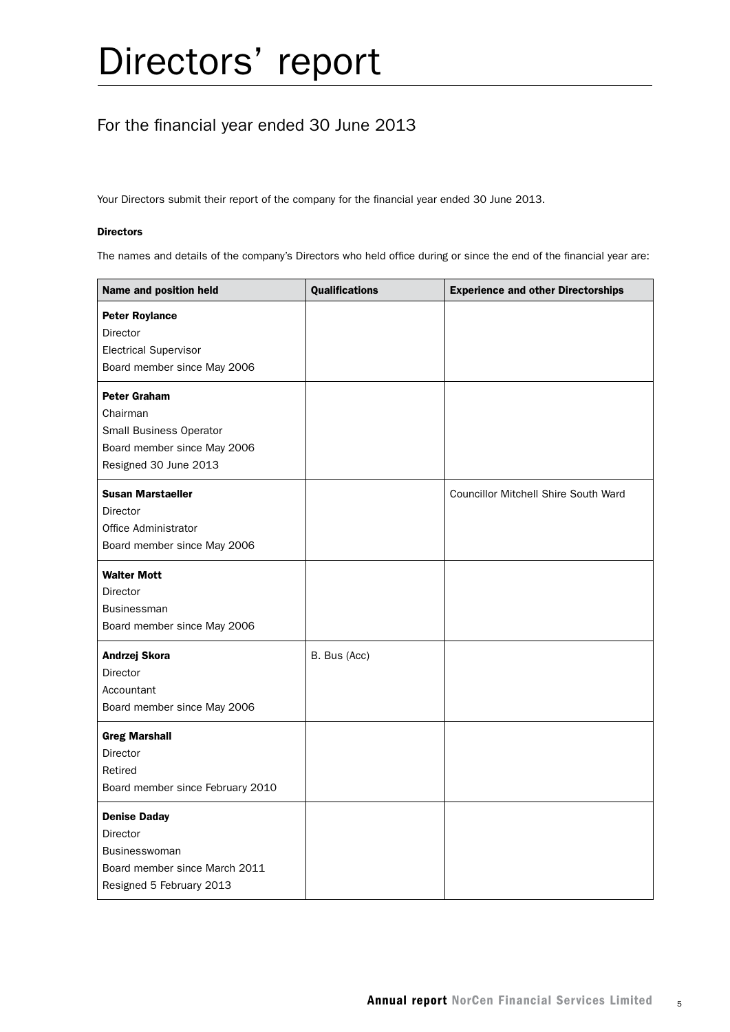# Directors' report

## For the financial year ended 30 June 2013

Your Directors submit their report of the company for the financial year ended 30 June 2013.

**Directors**

The names and details of the company's Directors who held office during or since the end of the financial year are:

| Name and position held | Qualifications | Experience and other Directorships |
| --- | --- | --- |
| **Peter Roylance**<br>Director<br>Electrical Supervisor<br>Board member since May 2006 | | |
| **Peter Graham**<br>Chairman<br>Small Business Operator<br>Board member since May 2006<br>Resigned 30 June 2013 | | |
| **Susan Marstaeller**<br>Director<br>Office Administrator<br>Board member since May 2006 | | Councillor Mitchell Shire South Ward |
| **Walter Mott**<br>Director<br>Businessman<br>Board member since May 2006 | | |
| **Andrzej Skora**<br>Director<br>Accountant<br>Board member since May 2006 | B. Bus (Acc) | |
| **Greg Marshall**<br>Director<br>Retired<br>Board member since February 2010 | | |
| **Denise Daday**<br>Director<br>Businesswoman<br>Board member since March 2011<br>Resigned 5 February 2013 | | |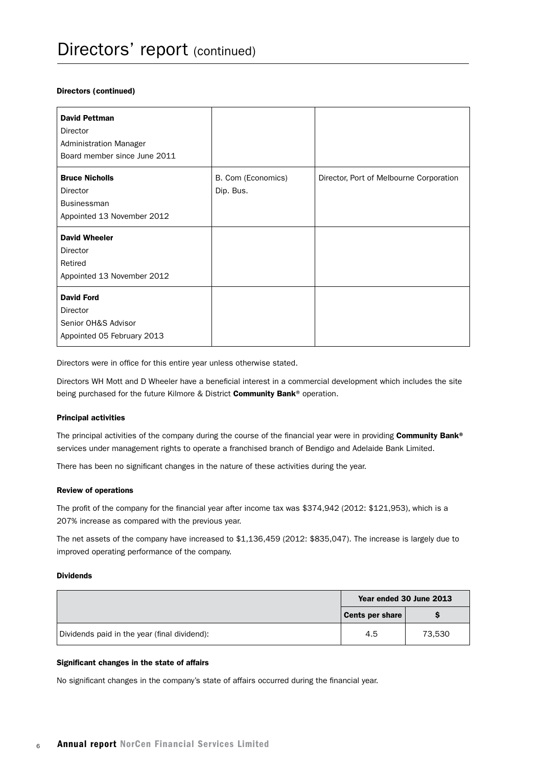# Directors' report (continued)

### Directors (continued)

| | | |
|---|---|---|
| **David Pettman**<br>Director<br>Administration Manager<br>Board member since June 2011 | | |
| **Bruce Nicholls**<br>Director<br>Businessman<br>Appointed 13 November 2012 | B. Com (Economics)<br>Dip. Bus. | Director, Port of Melbourne Corporation |
| **David Wheeler**<br>Director<br>Retired<br>Appointed 13 November 2012 | | |
| **David Ford**<br>Director<br>Senior OH&S Advisor<br>Appointed 05 February 2013 | | |

Directors were in office for this entire year unless otherwise stated.

Directors WH Mott and D Wheeler have a beneficial interest in a commercial development which includes the site being purchased for the future Kilmore & District **Community Bank**® operation.

### Principal activities

The principal activities of the company during the course of the financial year were in providing **Community Bank®** services under management rights to operate a franchised branch of Bendigo and Adelaide Bank Limited.

There has been no significant changes in the nature of these activities during the year.

### Review of operations

The profit of the company for the financial year after income tax was $374,942 (2012: $121,953), which is a 207% increase as compared with the previous year.

The net assets of the company have increased to $1,136,459 (2012: $835,047). The increase is largely due to improved operating performance of the company.

### Dividends

| | Year ended 30 June 2013 | |
|---|---|---|
| | Cents per share | $ |
| Dividends paid in the year (final dividend): | 4.5 | 73,530 |

### Significant changes in the state of affairs

No significant changes in the company's state of affairs occurred during the financial year.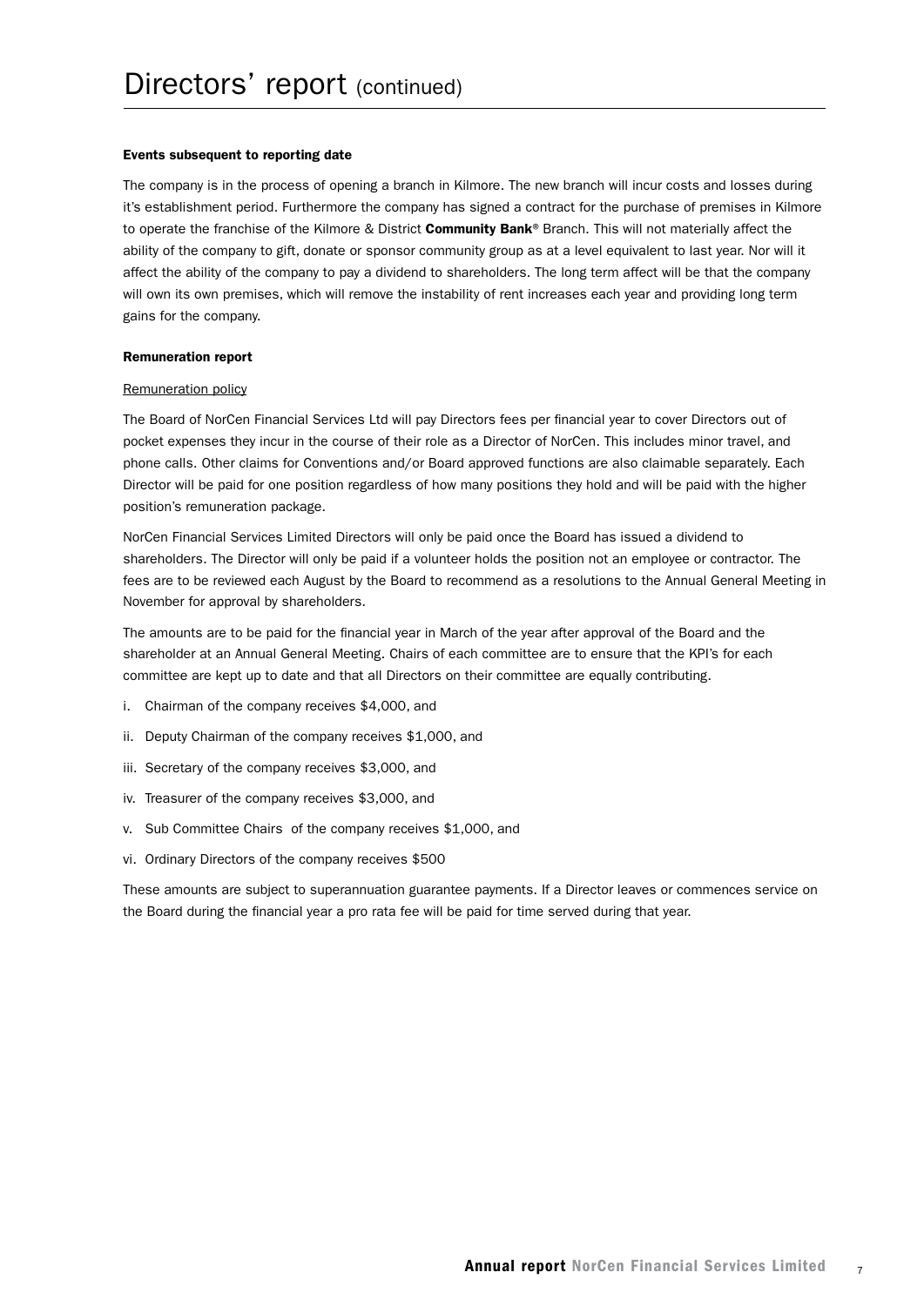# Directors' report (continued)

### Events subsequent to reporting date

The company is in the process of opening a branch in Kilmore. The new branch will incur costs and losses during it's establishment period. Furthermore the company has signed a contract for the purchase of premises in Kilmore to operate the franchise of the Kilmore & District **Community Bank**® Branch. This will not materially affect the ability of the company to gift, donate or sponsor community group as at a level equivalent to last year. Nor will it affect the ability of the company to pay a dividend to shareholders. The long term affect will be that the company will own its own premises, which will remove the instability of rent increases each year and providing long term gains for the company.

### Remuneration report

Remuneration policy

The Board of NorCen Financial Services Ltd will pay Directors fees per financial year to cover Directors out of pocket expenses they incur in the course of their role as a Director of NorCen. This includes minor travel, and phone calls. Other claims for Conventions and/or Board approved functions are also claimable separately. Each Director will be paid for one position regardless of how many positions they hold and will be paid with the higher position's remuneration package.

NorCen Financial Services Limited Directors will only be paid once the Board has issued a dividend to shareholders. The Director will only be paid if a volunteer holds the position not an employee or contractor. The fees are to be reviewed each August by the Board to recommend as a resolutions to the Annual General Meeting in November for approval by shareholders.

The amounts are to be paid for the financial year in March of the year after approval of the Board and the shareholder at an Annual General Meeting. Chairs of each committee are to ensure that the KPI's for each committee are kept up to date and that all Directors on their committee are equally contributing.

i. Chairman of the company receives $4,000, and

ii. Deputy Chairman of the company receives $1,000, and

iii. Secretary of the company receives $3,000, and

iv. Treasurer of the company receives $3,000, and

v. Sub Committee Chairs of the company receives $1,000, and

vi. Ordinary Directors of the company receives $500

These amounts are subject to superannuation guarantee payments. If a Director leaves or commences service on the Board during the financial year a pro rata fee will be paid for time served during that year.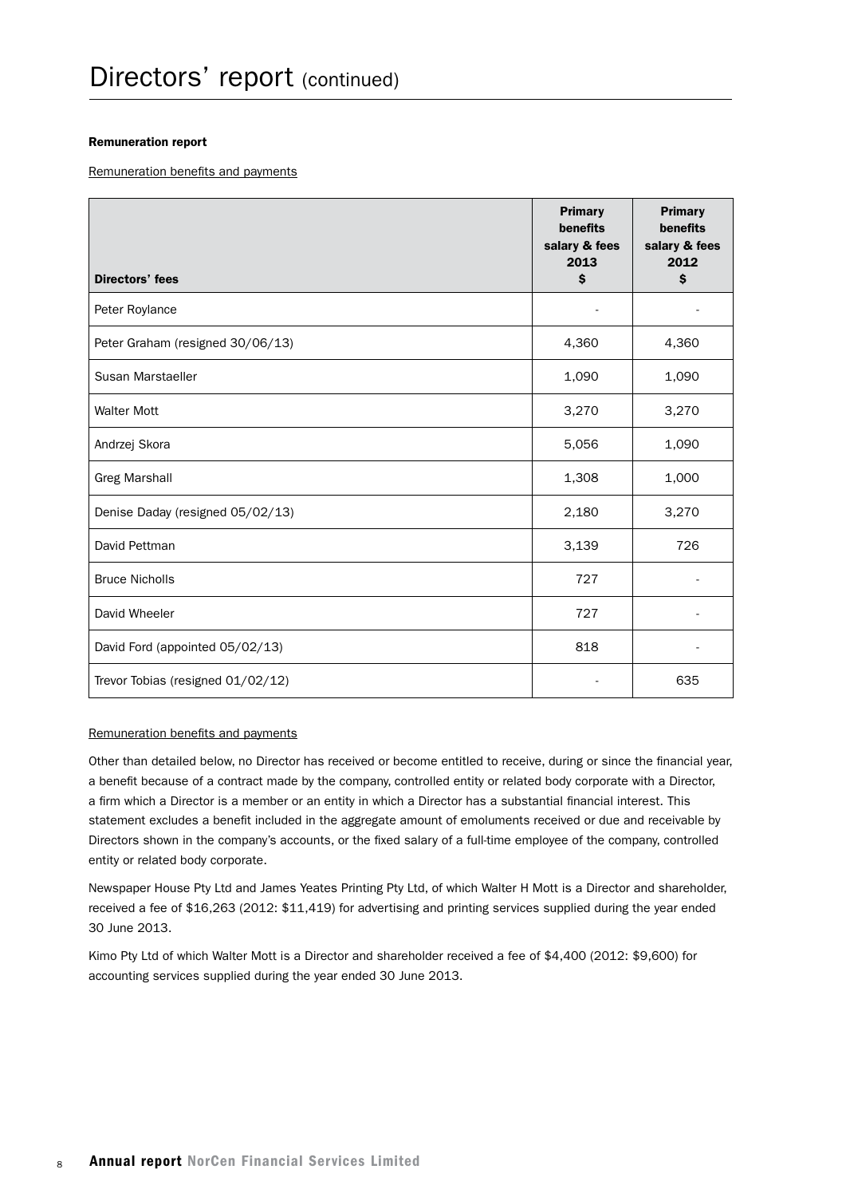# Directors' report (continued)

**Remuneration report**

Remuneration benefits and payments

| Directors' fees | Primary benefits salary & fees 2013 $ | Primary benefits salary & fees 2012 $ |
|---|---|---|
| Peter Roylance | - | - |
| Peter Graham (resigned 30/06/13) | 4,360 | 4,360 |
| Susan Marstaeller | 1,090 | 1,090 |
| Walter Mott | 3,270 | 3,270 |
| Andrzej Skora | 5,056 | 1,090 |
| Greg Marshall | 1,308 | 1,000 |
| Denise Daday (resigned 05/02/13) | 2,180 | 3,270 |
| David Pettman | 3,139 | 726 |
| Bruce Nicholls | 727 | - |
| David Wheeler | 727 | - |
| David Ford (appointed 05/02/13) | 818 | - |
| Trevor Tobias (resigned 01/02/12) | - | 635 |

Remuneration benefits and payments

Other than detailed below, no Director has received or become entitled to receive, during or since the financial year, a benefit because of a contract made by the company, controlled entity or related body corporate with a Director, a firm which a Director is a member or an entity in which a Director has a substantial financial interest. This statement excludes a benefit included in the aggregate amount of emoluments received or due and receivable by Directors shown in the company's accounts, or the fixed salary of a full-time employee of the company, controlled entity or related body corporate.

Newspaper House Pty Ltd and James Yeates Printing Pty Ltd, of which Walter H Mott is a Director and shareholder, received a fee of $16,263 (2012: $11,419) for advertising and printing services supplied during the year ended 30 June 2013.

Kimo Pty Ltd of which Walter Mott is a Director and shareholder received a fee of $4,400 (2012: $9,600) for accounting services supplied during the year ended 30 June 2013.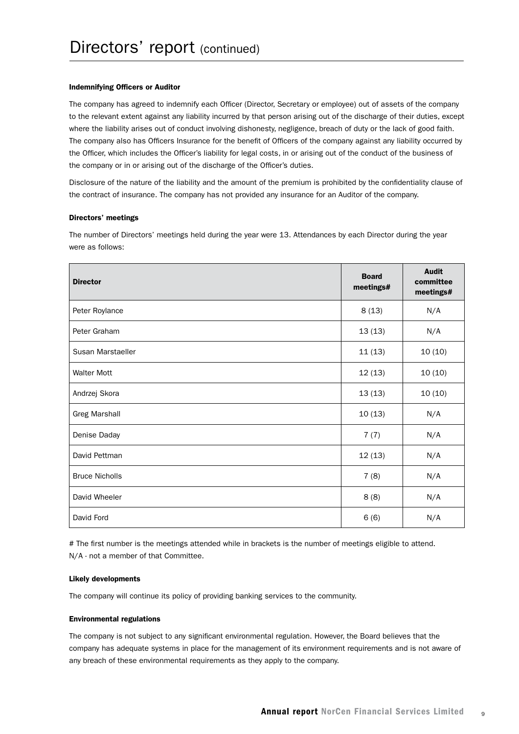# Directors' report (continued)

#### Indemnifying Officers or Auditor

The company has agreed to indemnify each Officer (Director, Secretary or employee) out of assets of the company to the relevant extent against any liability incurred by that person arising out of the discharge of their duties, except where the liability arises out of conduct involving dishonesty, negligence, breach of duty or the lack of good faith. The company also has Officers Insurance for the benefit of Officers of the company against any liability occurred by the Officer, which includes the Officer's liability for legal costs, in or arising out of the conduct of the business of the company or in or arising out of the discharge of the Officer's duties.

Disclosure of the nature of the liability and the amount of the premium is prohibited by the confidentiality clause of the contract of insurance. The company has not provided any insurance for an Auditor of the company.

#### Directors' meetings

The number of Directors' meetings held during the year were 13. Attendances by each Director during the year were as follows:

| Director | Board meetings# | Audit committee meetings# |
|---|---|---|
| Peter Roylance | 8 (13) | N/A |
| Peter Graham | 13 (13) | N/A |
| Susan Marstaeller | 11 (13) | 10 (10) |
| Walter Mott | 12 (13) | 10 (10) |
| Andrzej Skora | 13 (13) | 10 (10) |
| Greg Marshall | 10 (13) | N/A |
| Denise Daday | 7 (7) | N/A |
| David Pettman | 12 (13) | N/A |
| Bruce Nicholls | 7 (8) | N/A |
| David Wheeler | 8 (8) | N/A |
| David Ford | 6 (6) | N/A |

# The first number is the meetings attended while in brackets is the number of meetings eligible to attend.
N/A - not a member of that Committee.

#### Likely developments

The company will continue its policy of providing banking services to the community.

#### Environmental regulations

The company is not subject to any significant environmental regulation. However, the Board believes that the company has adequate systems in place for the management of its environment requirements and is not aware of any breach of these environmental requirements as they apply to the company.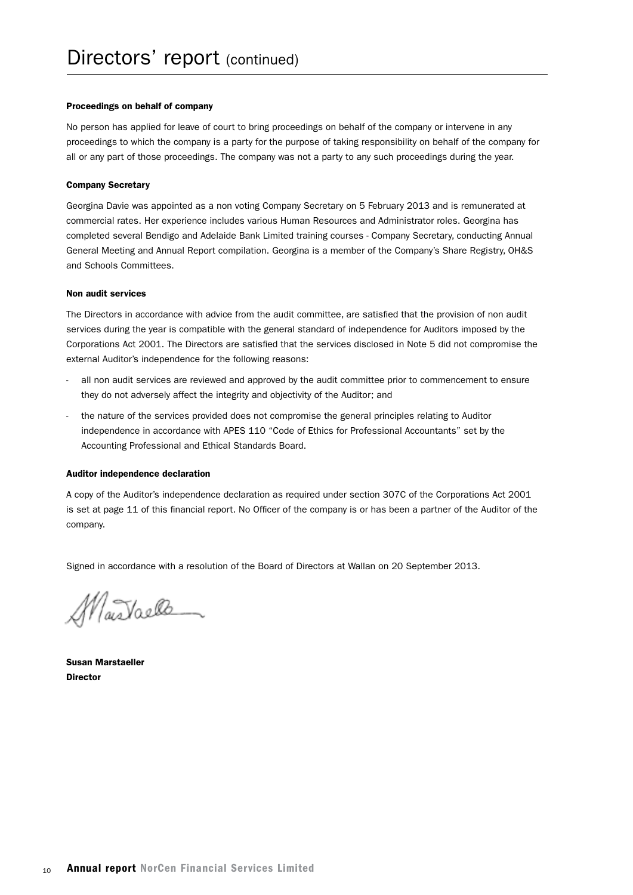# Directors' report (continued)

### Proceedings on behalf of company

No person has applied for leave of court to bring proceedings on behalf of the company or intervene in any proceedings to which the company is a party for the purpose of taking responsibility on behalf of the company for all or any part of those proceedings. The company was not a party to any such proceedings during the year.

### Company Secretary

Georgina Davie was appointed as a non voting Company Secretary on 5 February 2013 and is remunerated at commercial rates. Her experience includes various Human Resources and Administrator roles. Georgina has completed several Bendigo and Adelaide Bank Limited training courses - Company Secretary, conducting Annual General Meeting and Annual Report compilation. Georgina is a member of the Company's Share Registry, OH&S and Schools Committees.

### Non audit services

The Directors in accordance with advice from the audit committee, are satisfied that the provision of non audit services during the year is compatible with the general standard of independence for Auditors imposed by the Corporations Act 2001. The Directors are satisfied that the services disclosed in Note 5 did not compromise the external Auditor's independence for the following reasons:

- all non audit services are reviewed and approved by the audit committee prior to commencement to ensure they do not adversely affect the integrity and objectivity of the Auditor; and
- the nature of the services provided does not compromise the general principles relating to Auditor independence in accordance with APES 110 "Code of Ethics for Professional Accountants" set by the Accounting Professional and Ethical Standards Board.

### Auditor independence declaration

A copy of the Auditor's independence declaration as required under section 307C of the Corporations Act 2001 is set at page 11 of this financial report. No Officer of the company is or has been a partner of the Auditor of the company.

Signed in accordance with a resolution of the Board of Directors at Wallan on 20 September 2013.

**Susan Marstaeller**
**Director**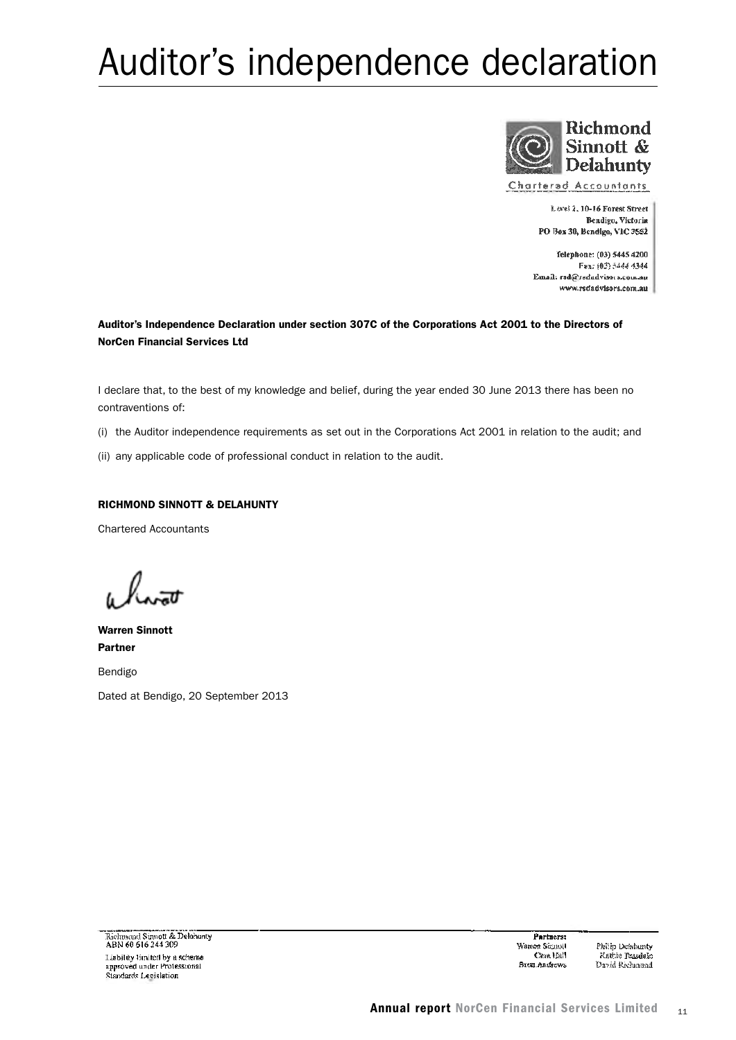# Auditor's independence declaration

Richmond Sinnott & Delahunty

Chartered Accountants

Level 2, 10-16 Forest Street
Bendigo, Victoria
PO Box 30, Bendigo, VIC 3552

Telephone: (03) 5445 4200
Fax: (03) 5444 4344
Email: rsd@rsdadvisors.com.au
www.rsdadvisors.com.au

**Auditor's Independence Declaration under section 307C of the Corporations Act 2001 to the Directors of NorCen Financial Services Ltd**

I declare that, to the best of my knowledge and belief, during the year ended 30 June 2013 there has been no contraventions of:

(i) the Auditor independence requirements as set out in the Corporations Act 2001 in relation to the audit; and

(ii) any applicable code of professional conduct in relation to the audit.

**RICHMOND SINNOTT & DELAHUNTY**

Chartered Accountants

**Warren Sinnott**
**Partner**

Bendigo

Dated at Bendigo, 20 September 2013

Richmond Sinnott & Delahunty
ABN 60 616 244 309
Liability limited by a scheme approved under Professional Standards Legislation

**Partners:**
Warren Sinnott, Cara Hall, Brett Andrews, Philip Delahunty, Kathie Teasdale, David Richmond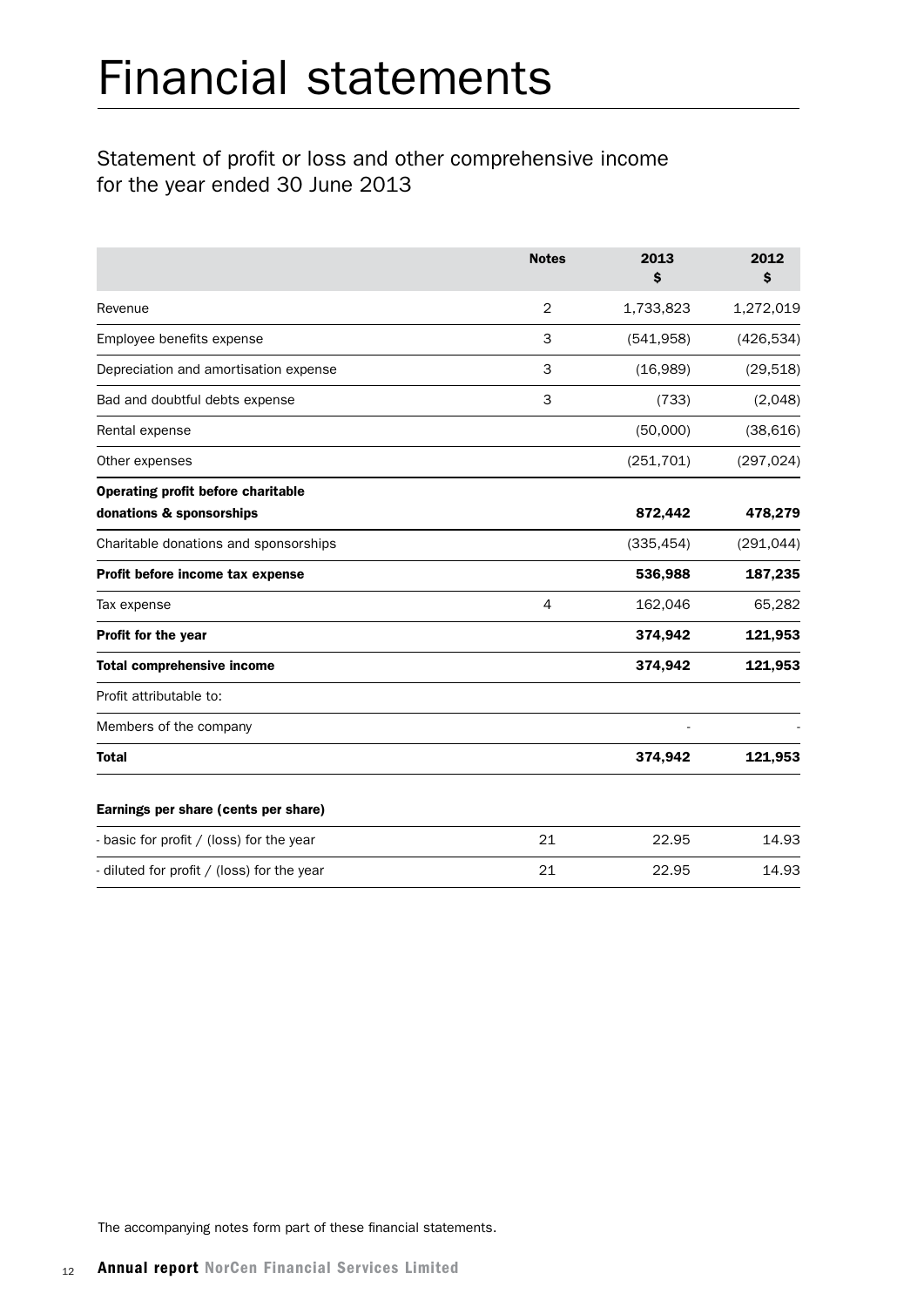# Financial statements

## Statement of profit or loss and other comprehensive income for the year ended 30 June 2013

| | Notes | 2013 $ | 2012 $ |
|---|---|---|---|
| Revenue | 2 | 1,733,823 | 1,272,019 |
| Employee benefits expense | 3 | (541,958) | (426,534) |
| Depreciation and amortisation expense | 3 | (16,989) | (29,518) |
| Bad and doubtful debts expense | 3 | (733) | (2,048) |
| Rental expense | | (50,000) | (38,616) |
| Other expenses | | (251,701) | (297,024) |
| **Operating profit before charitable donations & sponsorships** | | **872,442** | **478,279** |
| Charitable donations and sponsorships | | (335,454) | (291,044) |
| **Profit before income tax expense** | | **536,988** | **187,235** |
| Tax expense | 4 | 162,046 | 65,282 |
| **Profit for the year** | | **374,942** | **121,953** |
| **Total comprehensive income** | | **374,942** | **121,953** |
| Profit attributable to: | | | |
| Members of the company | | - | - |
| **Total** | | **374,942** | **121,953** |

| **Earnings per share (cents per share)** | | | |
|---|---|---|---|
| - basic for profit / (loss) for the year | 21 | 22.95 | 14.93 |
| - diluted for profit / (loss) for the year | 21 | 22.95 | 14.93 |

The accompanying notes form part of these financial statements.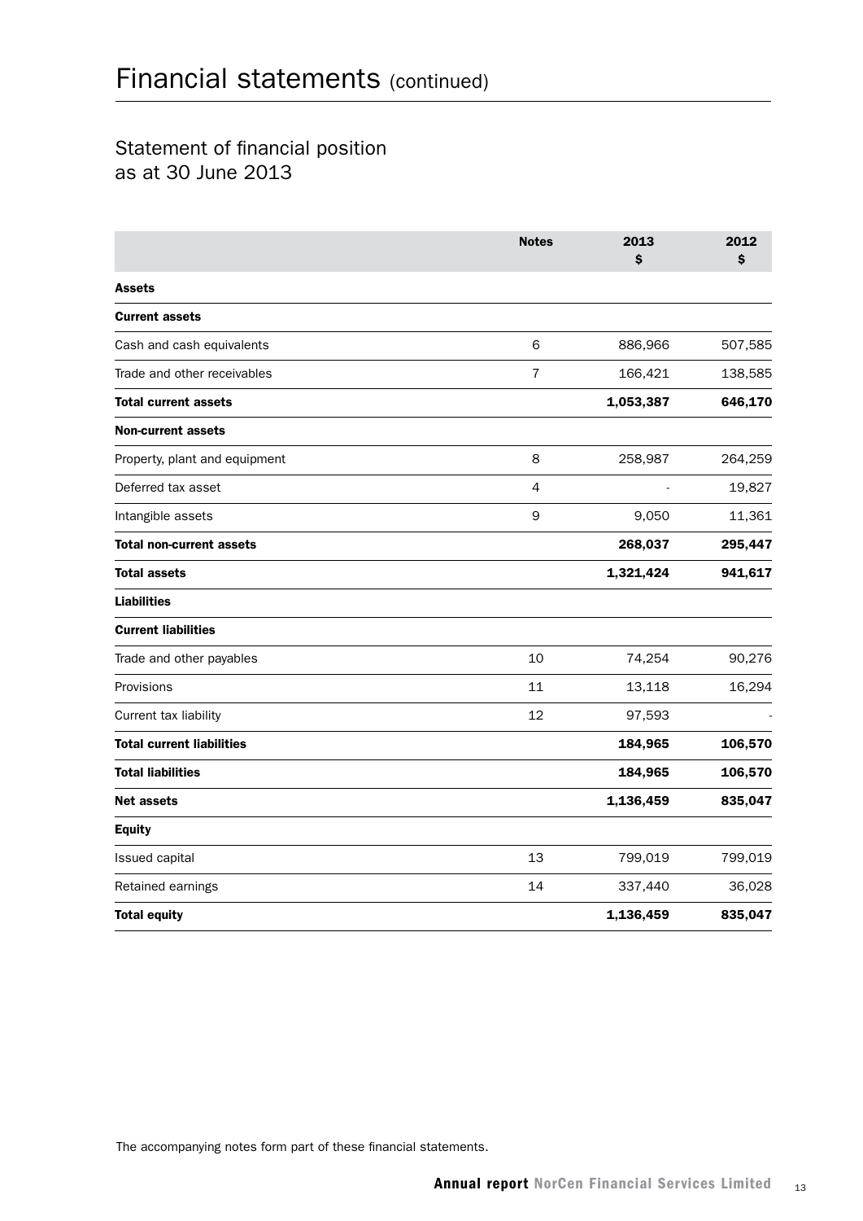# Financial statements (continued)

## Statement of financial position as at 30 June 2013

| | Notes | 2013 $ | 2012 $ |
|---|---|---|---|
| **Assets** | | | |
| **Current assets** | | | |
| Cash and cash equivalents | 6 | 886,966 | 507,585 |
| Trade and other receivables | 7 | 166,421 | 138,585 |
| **Total current assets** | | **1,053,387** | **646,170** |
| **Non-current assets** | | | |
| Property, plant and equipment | 8 | 258,987 | 264,259 |
| Deferred tax asset | 4 | - | 19,827 |
| Intangible assets | 9 | 9,050 | 11,361 |
| **Total non-current assets** | | **268,037** | **295,447** |
| **Total assets** | | **1,321,424** | **941,617** |
| **Liabilities** | | | |
| **Current liabilities** | | | |
| Trade and other payables | 10 | 74,254 | 90,276 |
| Provisions | 11 | 13,118 | 16,294 |
| Current tax liability | 12 | 97,593 | - |
| **Total current liabilities** | | **184,965** | **106,570** |
| **Total liabilities** | | **184,965** | **106,570** |
| **Net assets** | | **1,136,459** | **835,047** |
| **Equity** | | | |
| Issued capital | 13 | 799,019 | 799,019 |
| Retained earnings | 14 | 337,440 | 36,028 |
| **Total equity** | | **1,136,459** | **835,047** |

The accompanying notes form part of these financial statements.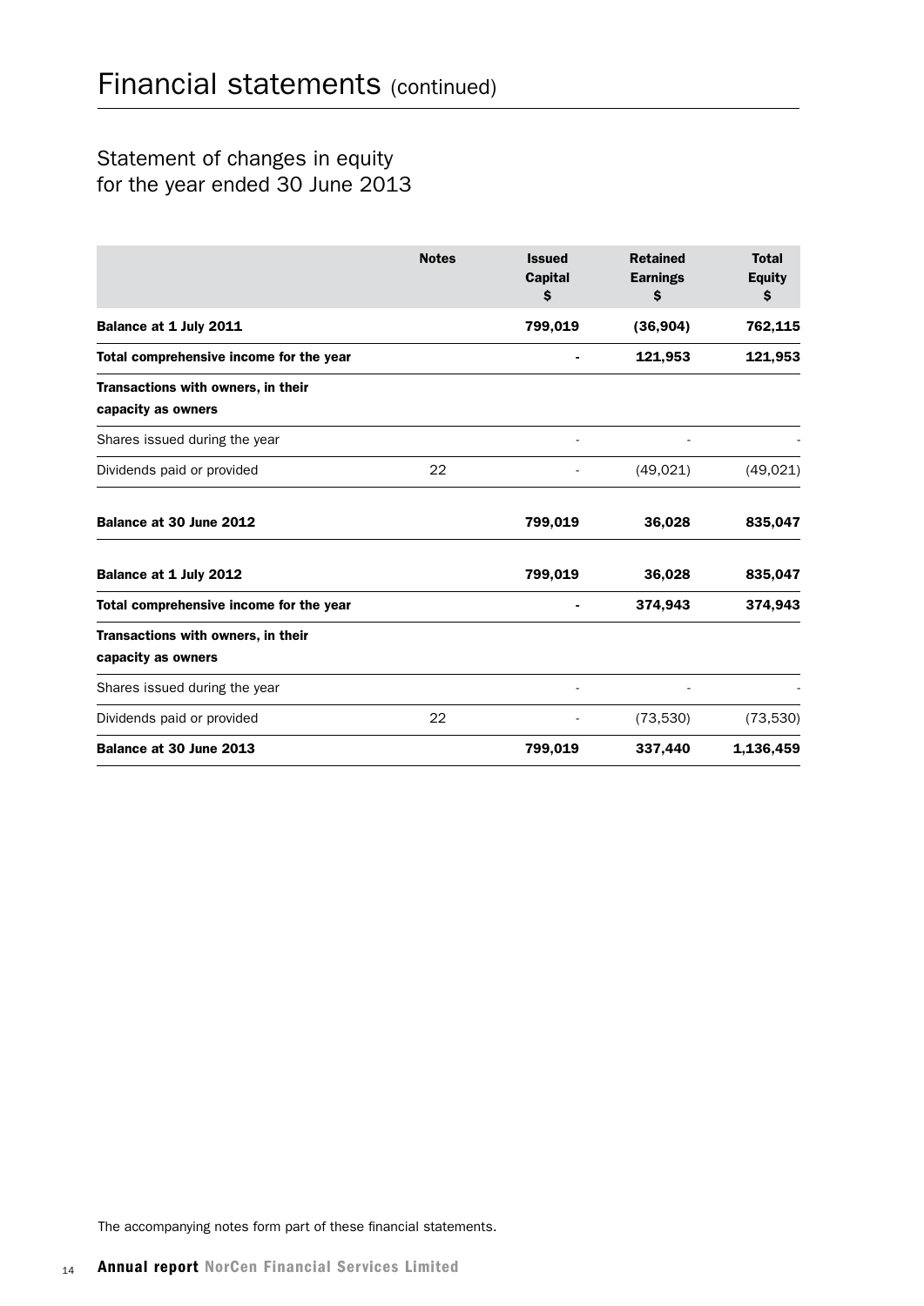# Financial statements (continued)

## Statement of changes in equity for the year ended 30 June 2013

| | Notes | Issued Capital $ | Retained Earnings $ | Total Equity $ |
|---|---|---|---|---|
| **Balance at 1 July 2011** | | **799,019** | **(36,904)** | **762,115** |
| **Total comprehensive income for the year** | | **-** | **121,953** | **121,953** |
| **Transactions with owners, in their capacity as owners** | | | | |
| Shares issued during the year | | - | - | - |
| Dividends paid or provided | 22 | - | (49,021) | (49,021) |
| **Balance at 30 June 2012** | | **799,019** | **36,028** | **835,047** |
| **Balance at 1 July 2012** | | **799,019** | **36,028** | **835,047** |
| **Total comprehensive income for the year** | | **-** | **374,943** | **374,943** |
| **Transactions with owners, in their capacity as owners** | | | | |
| Shares issued during the year | | - | - | - |
| Dividends paid or provided | 22 | - | (73,530) | (73,530) |
| **Balance at 30 June 2013** | | **799,019** | **337,440** | **1,136,459** |

The accompanying notes form part of these financial statements.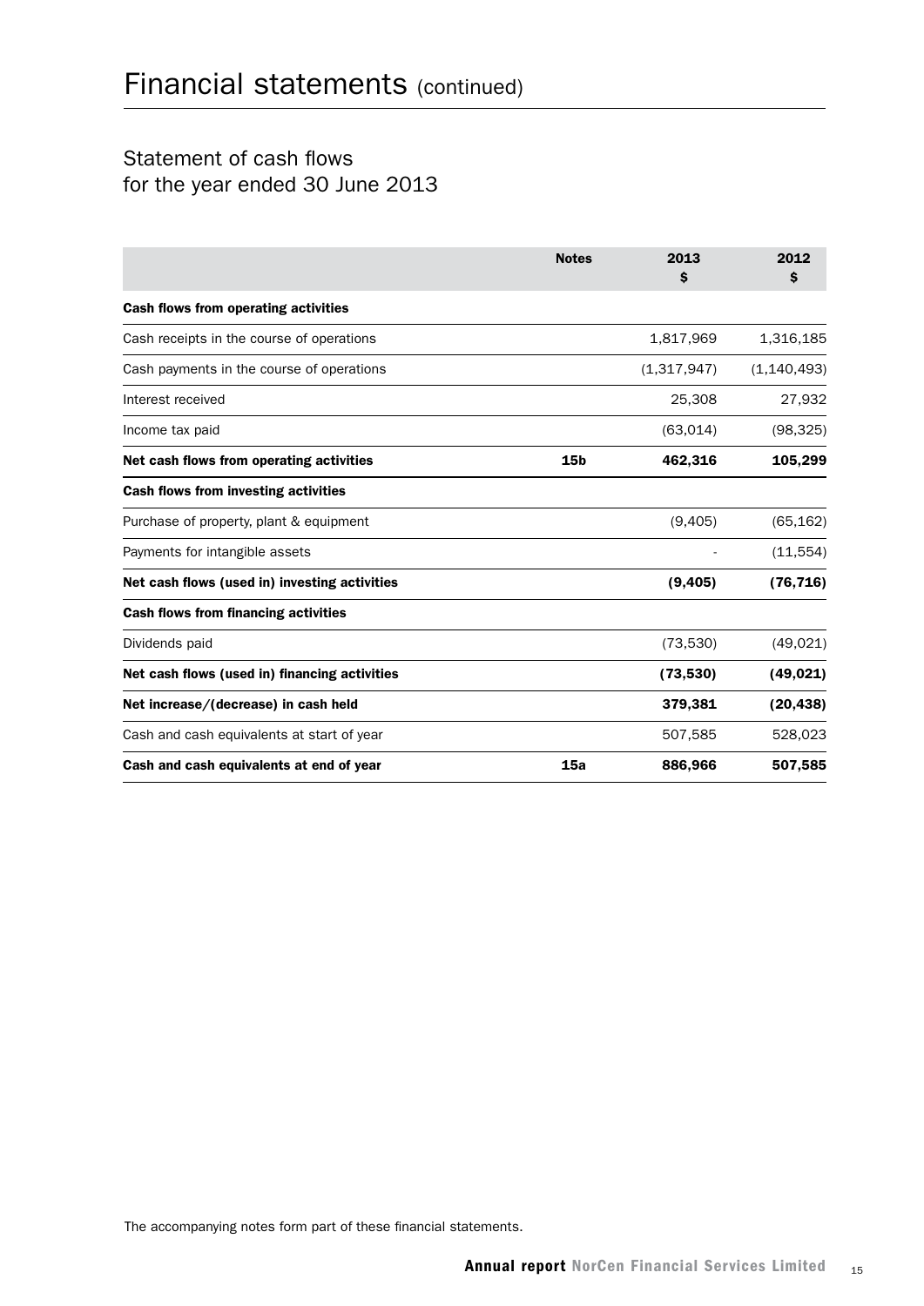# Financial statements (continued)

## Statement of cash flows
## for the year ended 30 June 2013

| | Notes | 2013 $ | 2012 $ |
|---|---|---|---|
| **Cash flows from operating activities** | | | |
| Cash receipts in the course of operations | | 1,817,969 | 1,316,185 |
| Cash payments in the course of operations | | (1,317,947) | (1,140,493) |
| Interest received | | 25,308 | 27,932 |
| Income tax paid | | (63,014) | (98,325) |
| **Net cash flows from operating activities** | **15b** | **462,316** | **105,299** |
| **Cash flows from investing activities** | | | |
| Purchase of property, plant & equipment | | (9,405) | (65,162) |
| Payments for intangible assets | | - | (11,554) |
| **Net cash flows (used in) investing activities** | | **(9,405)** | **(76,716)** |
| **Cash flows from financing activities** | | | |
| Dividends paid | | (73,530) | (49,021) |
| **Net cash flows (used in) financing activities** | | **(73,530)** | **(49,021)** |
| **Net increase/(decrease) in cash held** | | **379,381** | **(20,438)** |
| Cash and cash equivalents at start of year | | 507,585 | 528,023 |
| **Cash and cash equivalents at end of year** | **15a** | **886,966** | **507,585** |

The accompanying notes form part of these financial statements.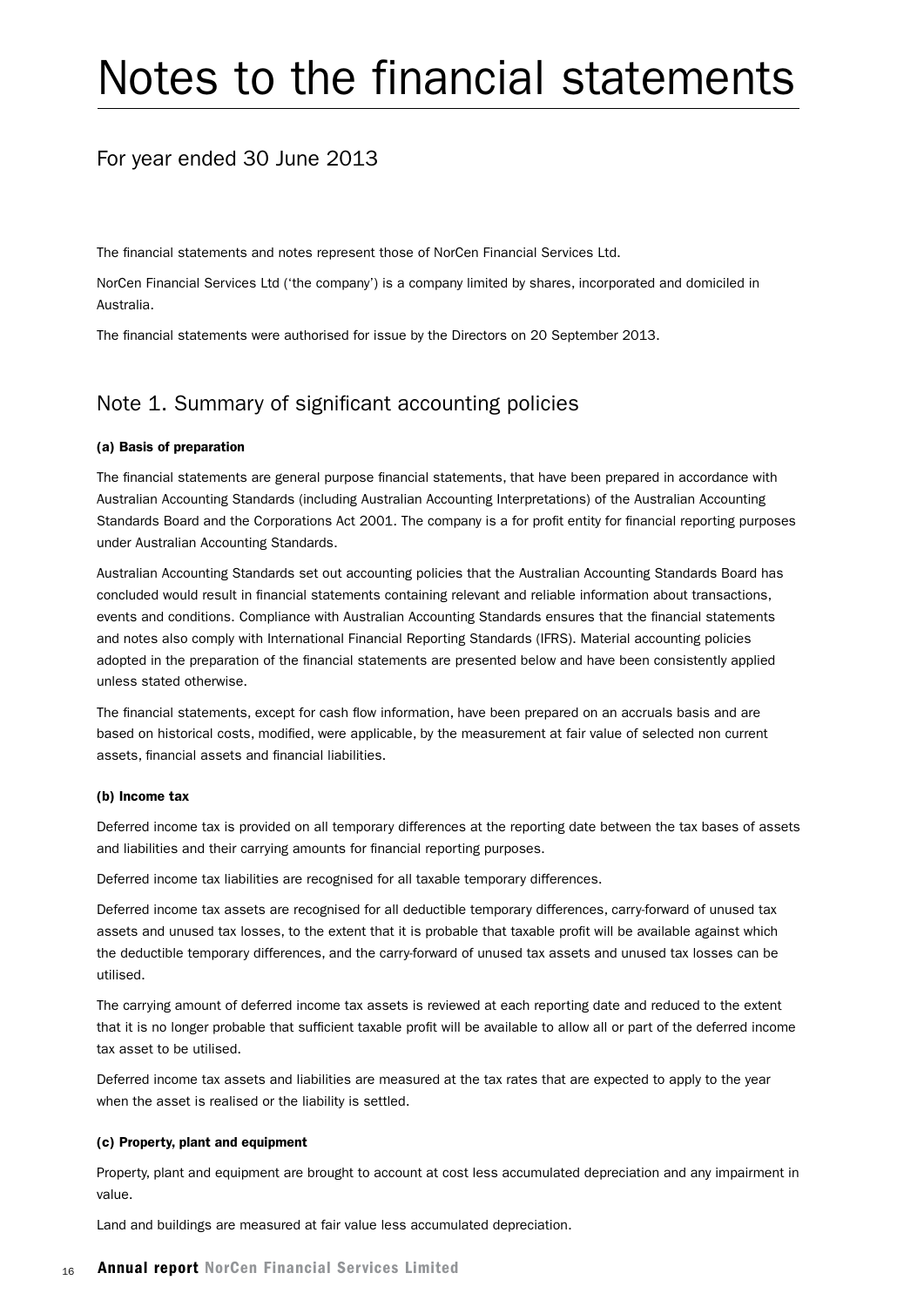# Notes to the financial statements

## For year ended 30 June 2013

The financial statements and notes represent those of NorCen Financial Services Ltd.

NorCen Financial Services Ltd ('the company') is a company limited by shares, incorporated and domiciled in Australia.

The financial statements were authorised for issue by the Directors on 20 September 2013.

## Note 1. Summary of significant accounting policies

**(a) Basis of preparation**

The financial statements are general purpose financial statements, that have been prepared in accordance with Australian Accounting Standards (including Australian Accounting Interpretations) of the Australian Accounting Standards Board and the Corporations Act 2001. The company is a for profit entity for financial reporting purposes under Australian Accounting Standards.

Australian Accounting Standards set out accounting policies that the Australian Accounting Standards Board has concluded would result in financial statements containing relevant and reliable information about transactions, events and conditions. Compliance with Australian Accounting Standards ensures that the financial statements and notes also comply with International Financial Reporting Standards (IFRS). Material accounting policies adopted in the preparation of the financial statements are presented below and have been consistently applied unless stated otherwise.

The financial statements, except for cash flow information, have been prepared on an accruals basis and are based on historical costs, modified, were applicable, by the measurement at fair value of selected non current assets, financial assets and financial liabilities.

**(b) Income tax**

Deferred income tax is provided on all temporary differences at the reporting date between the tax bases of assets and liabilities and their carrying amounts for financial reporting purposes.

Deferred income tax liabilities are recognised for all taxable temporary differences.

Deferred income tax assets are recognised for all deductible temporary differences, carry-forward of unused tax assets and unused tax losses, to the extent that it is probable that taxable profit will be available against which the deductible temporary differences, and the carry-forward of unused tax assets and unused tax losses can be utilised.

The carrying amount of deferred income tax assets is reviewed at each reporting date and reduced to the extent that it is no longer probable that sufficient taxable profit will be available to allow all or part of the deferred income tax asset to be utilised.

Deferred income tax assets and liabilities are measured at the tax rates that are expected to apply to the year when the asset is realised or the liability is settled.

**(c) Property, plant and equipment**

Property, plant and equipment are brought to account at cost less accumulated depreciation and any impairment in value.

Land and buildings are measured at fair value less accumulated depreciation.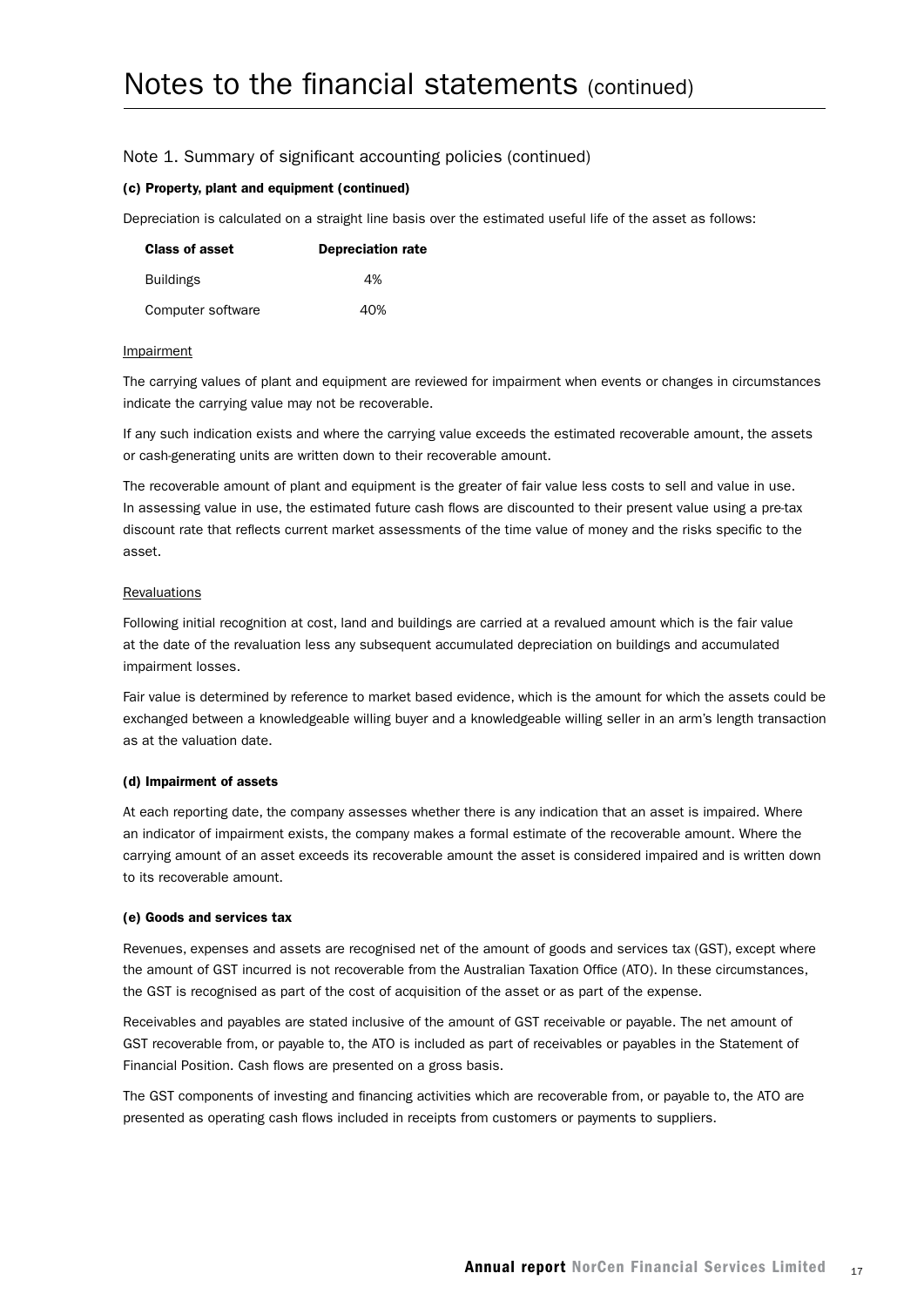# Notes to the financial statements (continued)

## Note 1. Summary of significant accounting policies (continued)

**(c) Property, plant and equipment (continued)**

Depreciation is calculated on a straight line basis over the estimated useful life of the asset as follows:

| Class of asset | Depreciation rate |
|---|---|
| Buildings | 4% |
| Computer software | 40% |

Impairment

The carrying values of plant and equipment are reviewed for impairment when events or changes in circumstances indicate the carrying value may not be recoverable.

If any such indication exists and where the carrying value exceeds the estimated recoverable amount, the assets or cash-generating units are written down to their recoverable amount.

The recoverable amount of plant and equipment is the greater of fair value less costs to sell and value in use. In assessing value in use, the estimated future cash flows are discounted to their present value using a pre-tax discount rate that reflects current market assessments of the time value of money and the risks specific to the asset.

Revaluations

Following initial recognition at cost, land and buildings are carried at a revalued amount which is the fair value at the date of the revaluation less any subsequent accumulated depreciation on buildings and accumulated impairment losses.

Fair value is determined by reference to market based evidence, which is the amount for which the assets could be exchanged between a knowledgeable willing buyer and a knowledgeable willing seller in an arm's length transaction as at the valuation date.

**(d) Impairment of assets**

At each reporting date, the company assesses whether there is any indication that an asset is impaired. Where an indicator of impairment exists, the company makes a formal estimate of the recoverable amount. Where the carrying amount of an asset exceeds its recoverable amount the asset is considered impaired and is written down to its recoverable amount.

**(e) Goods and services tax**

Revenues, expenses and assets are recognised net of the amount of goods and services tax (GST), except where the amount of GST incurred is not recoverable from the Australian Taxation Office (ATO). In these circumstances, the GST is recognised as part of the cost of acquisition of the asset or as part of the expense.

Receivables and payables are stated inclusive of the amount of GST receivable or payable. The net amount of GST recoverable from, or payable to, the ATO is included as part of receivables or payables in the Statement of Financial Position. Cash flows are presented on a gross basis.

The GST components of investing and financing activities which are recoverable from, or payable to, the ATO are presented as operating cash flows included in receipts from customers or payments to suppliers.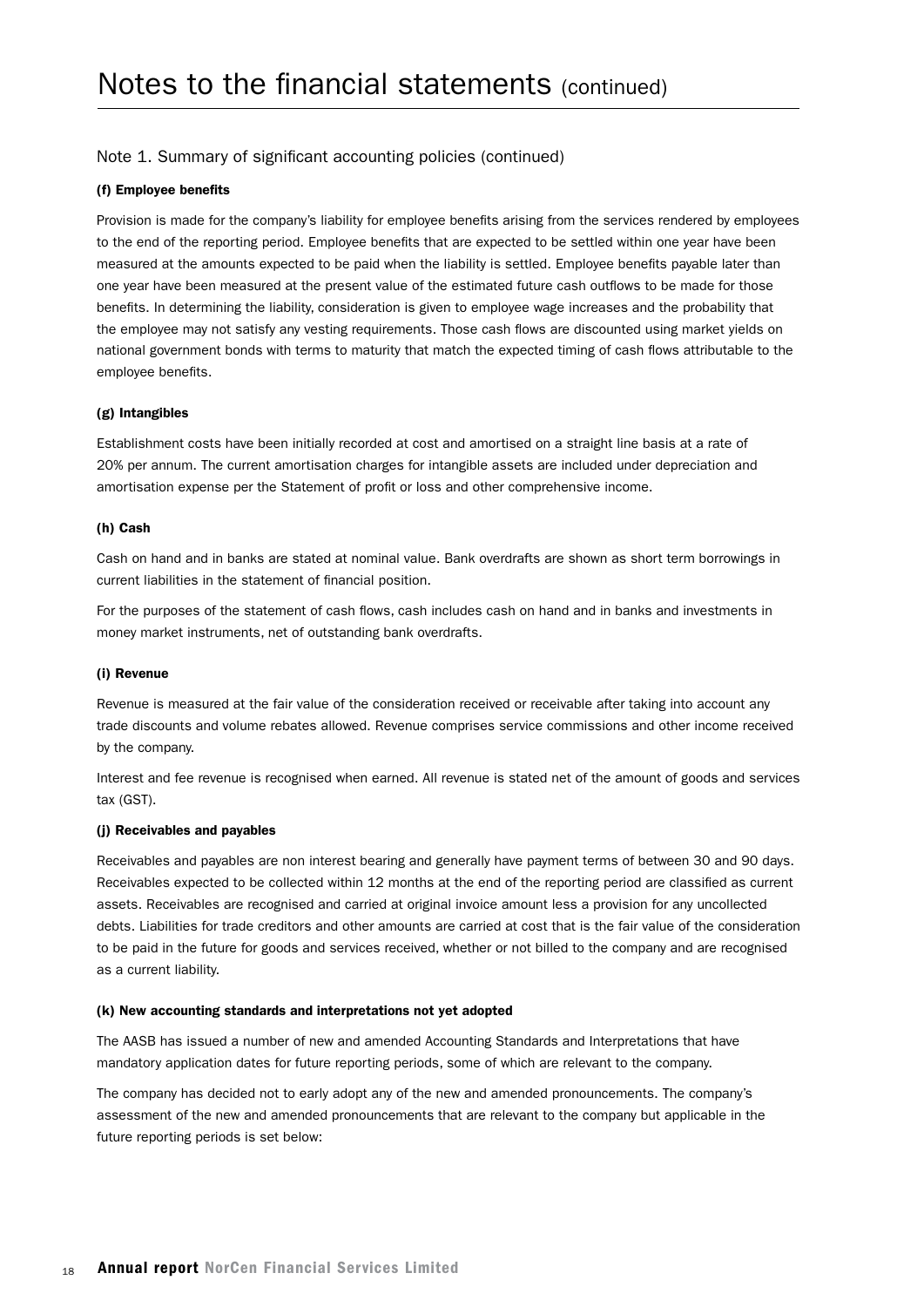# Notes to the financial statements (continued)

## Note 1. Summary of significant accounting policies (continued)

### (f) Employee benefits

Provision is made for the company's liability for employee benefits arising from the services rendered by employees to the end of the reporting period. Employee benefits that are expected to be settled within one year have been measured at the amounts expected to be paid when the liability is settled. Employee benefits payable later than one year have been measured at the present value of the estimated future cash outflows to be made for those benefits. In determining the liability, consideration is given to employee wage increases and the probability that the employee may not satisfy any vesting requirements. Those cash flows are discounted using market yields on national government bonds with terms to maturity that match the expected timing of cash flows attributable to the employee benefits.

### (g) Intangibles

Establishment costs have been initially recorded at cost and amortised on a straight line basis at a rate of 20% per annum. The current amortisation charges for intangible assets are included under depreciation and amortisation expense per the Statement of profit or loss and other comprehensive income.

### (h) Cash

Cash on hand and in banks are stated at nominal value. Bank overdrafts are shown as short term borrowings in current liabilities in the statement of financial position.

For the purposes of the statement of cash flows, cash includes cash on hand and in banks and investments in money market instruments, net of outstanding bank overdrafts.

### (i) Revenue

Revenue is measured at the fair value of the consideration received or receivable after taking into account any trade discounts and volume rebates allowed. Revenue comprises service commissions and other income received by the company.

Interest and fee revenue is recognised when earned. All revenue is stated net of the amount of goods and services tax (GST).

### (j) Receivables and payables

Receivables and payables are non interest bearing and generally have payment terms of between 30 and 90 days. Receivables expected to be collected within 12 months at the end of the reporting period are classified as current assets. Receivables are recognised and carried at original invoice amount less a provision for any uncollected debts. Liabilities for trade creditors and other amounts are carried at cost that is the fair value of the consideration to be paid in the future for goods and services received, whether or not billed to the company and are recognised as a current liability.

### (k) New accounting standards and interpretations not yet adopted

The AASB has issued a number of new and amended Accounting Standards and Interpretations that have mandatory application dates for future reporting periods, some of which are relevant to the company.

The company has decided not to early adopt any of the new and amended pronouncements. The company's assessment of the new and amended pronouncements that are relevant to the company but applicable in the future reporting periods is set below: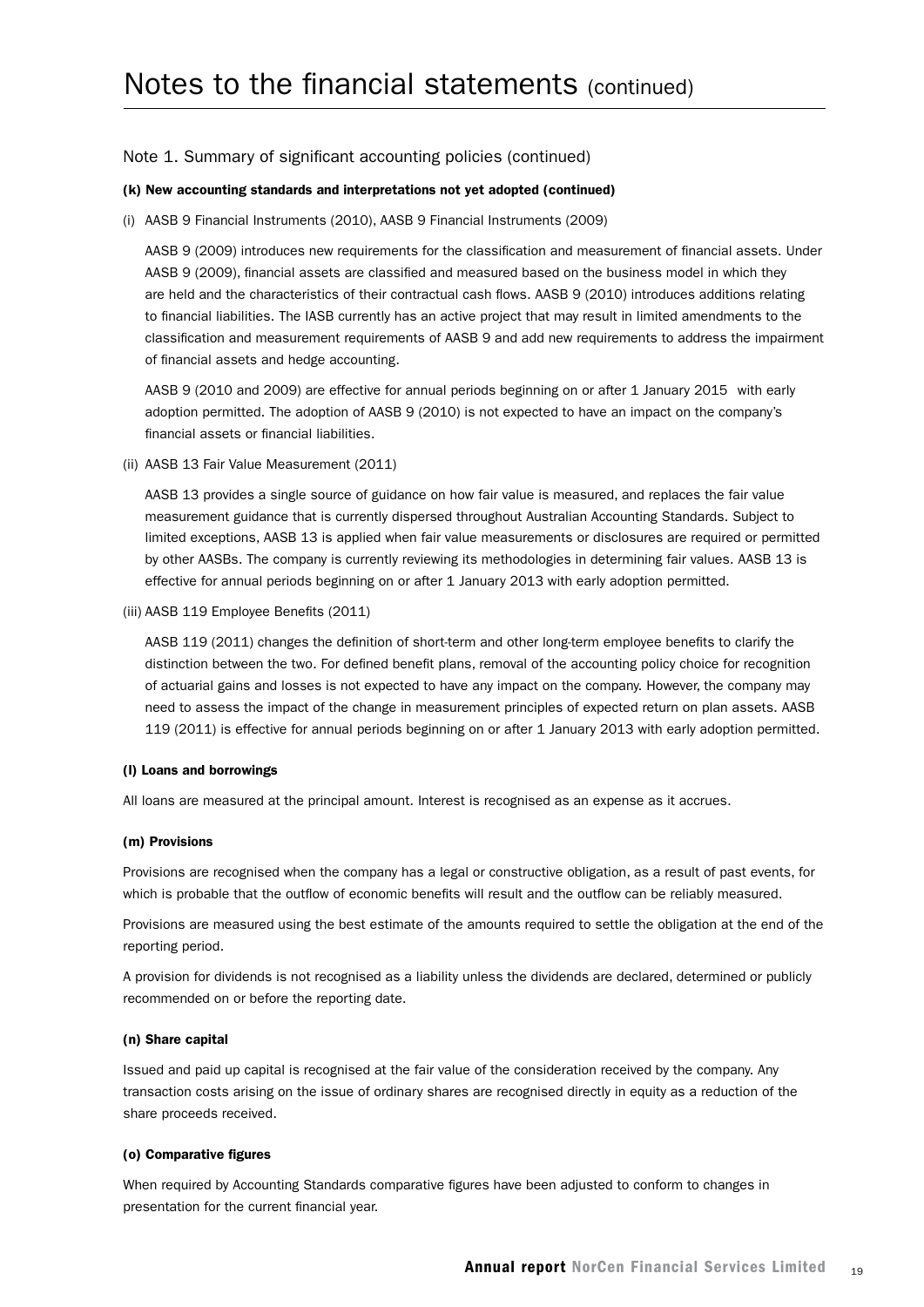# Notes to the financial statements (continued)

## Note 1. Summary of significant accounting policies (continued)

### (k) New accounting standards and interpretations not yet adopted (continued)

(i) AASB 9 Financial Instruments (2010), AASB 9 Financial Instruments (2009)

AASB 9 (2009) introduces new requirements for the classification and measurement of financial assets. Under AASB 9 (2009), financial assets are classified and measured based on the business model in which they are held and the characteristics of their contractual cash flows. AASB 9 (2010) introduces additions relating to financial liabilities. The IASB currently has an active project that may result in limited amendments to the classification and measurement requirements of AASB 9 and add new requirements to address the impairment of financial assets and hedge accounting.

AASB 9 (2010 and 2009) are effective for annual periods beginning on or after 1 January 2015 with early adoption permitted. The adoption of AASB 9 (2010) is not expected to have an impact on the company's financial assets or financial liabilities.

(ii) AASB 13 Fair Value Measurement (2011)

AASB 13 provides a single source of guidance on how fair value is measured, and replaces the fair value measurement guidance that is currently dispersed throughout Australian Accounting Standards. Subject to limited exceptions, AASB 13 is applied when fair value measurements or disclosures are required or permitted by other AASBs. The company is currently reviewing its methodologies in determining fair values. AASB 13 is effective for annual periods beginning on or after 1 January 2013 with early adoption permitted.

(iii) AASB 119 Employee Benefits (2011)

AASB 119 (2011) changes the definition of short-term and other long-term employee benefits to clarify the distinction between the two. For defined benefit plans, removal of the accounting policy choice for recognition of actuarial gains and losses is not expected to have any impact on the company. However, the company may need to assess the impact of the change in measurement principles of expected return on plan assets. AASB 119 (2011) is effective for annual periods beginning on or after 1 January 2013 with early adoption permitted.

### (l) Loans and borrowings

All loans are measured at the principal amount. Interest is recognised as an expense as it accrues.

### (m) Provisions

Provisions are recognised when the company has a legal or constructive obligation, as a result of past events, for which is probable that the outflow of economic benefits will result and the outflow can be reliably measured.

Provisions are measured using the best estimate of the amounts required to settle the obligation at the end of the reporting period.

A provision for dividends is not recognised as a liability unless the dividends are declared, determined or publicly recommended on or before the reporting date.

### (n) Share capital

Issued and paid up capital is recognised at the fair value of the consideration received by the company. Any transaction costs arising on the issue of ordinary shares are recognised directly in equity as a reduction of the share proceeds received.

### (o) Comparative figures

When required by Accounting Standards comparative figures have been adjusted to conform to changes in presentation for the current financial year.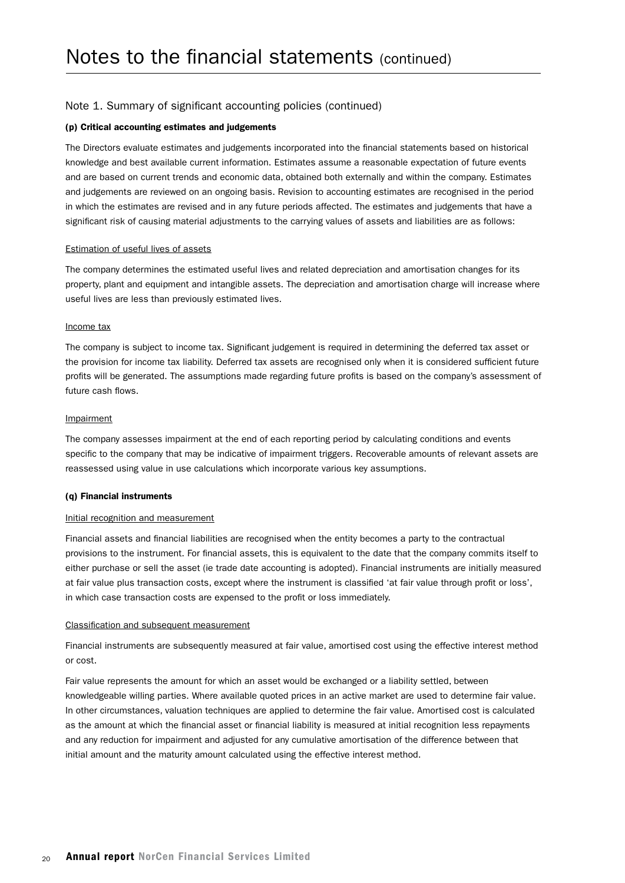# Notes to the financial statements (continued)

## Note 1. Summary of significant accounting policies (continued)

### (p) Critical accounting estimates and judgements

The Directors evaluate estimates and judgements incorporated into the financial statements based on historical knowledge and best available current information. Estimates assume a reasonable expectation of future events and are based on current trends and economic data, obtained both externally and within the company. Estimates and judgements are reviewed on an ongoing basis. Revision to accounting estimates are recognised in the period in which the estimates are revised and in any future periods affected. The estimates and judgements that have a significant risk of causing material adjustments to the carrying values of assets and liabilities are as follows:

Estimation of useful lives of assets

The company determines the estimated useful lives and related depreciation and amortisation changes for its property, plant and equipment and intangible assets. The depreciation and amortisation charge will increase where useful lives are less than previously estimated lives.

Income tax

The company is subject to income tax. Significant judgement is required in determining the deferred tax asset or the provision for income tax liability. Deferred tax assets are recognised only when it is considered sufficient future profits will be generated. The assumptions made regarding future profits is based on the company's assessment of future cash flows.

Impairment

The company assesses impairment at the end of each reporting period by calculating conditions and events specific to the company that may be indicative of impairment triggers. Recoverable amounts of relevant assets are reassessed using value in use calculations which incorporate various key assumptions.

### (q) Financial instruments

Initial recognition and measurement

Financial assets and financial liabilities are recognised when the entity becomes a party to the contractual provisions to the instrument. For financial assets, this is equivalent to the date that the company commits itself to either purchase or sell the asset (ie trade date accounting is adopted). Financial instruments are initially measured at fair value plus transaction costs, except where the instrument is classified 'at fair value through profit or loss', in which case transaction costs are expensed to the profit or loss immediately.

Classification and subsequent measurement

Financial instruments are subsequently measured at fair value, amortised cost using the effective interest method or cost.

Fair value represents the amount for which an asset would be exchanged or a liability settled, between knowledgeable willing parties. Where available quoted prices in an active market are used to determine fair value. In other circumstances, valuation techniques are applied to determine the fair value. Amortised cost is calculated as the amount at which the financial asset or financial liability is measured at initial recognition less repayments and any reduction for impairment and adjusted for any cumulative amortisation of the difference between that initial amount and the maturity amount calculated using the effective interest method.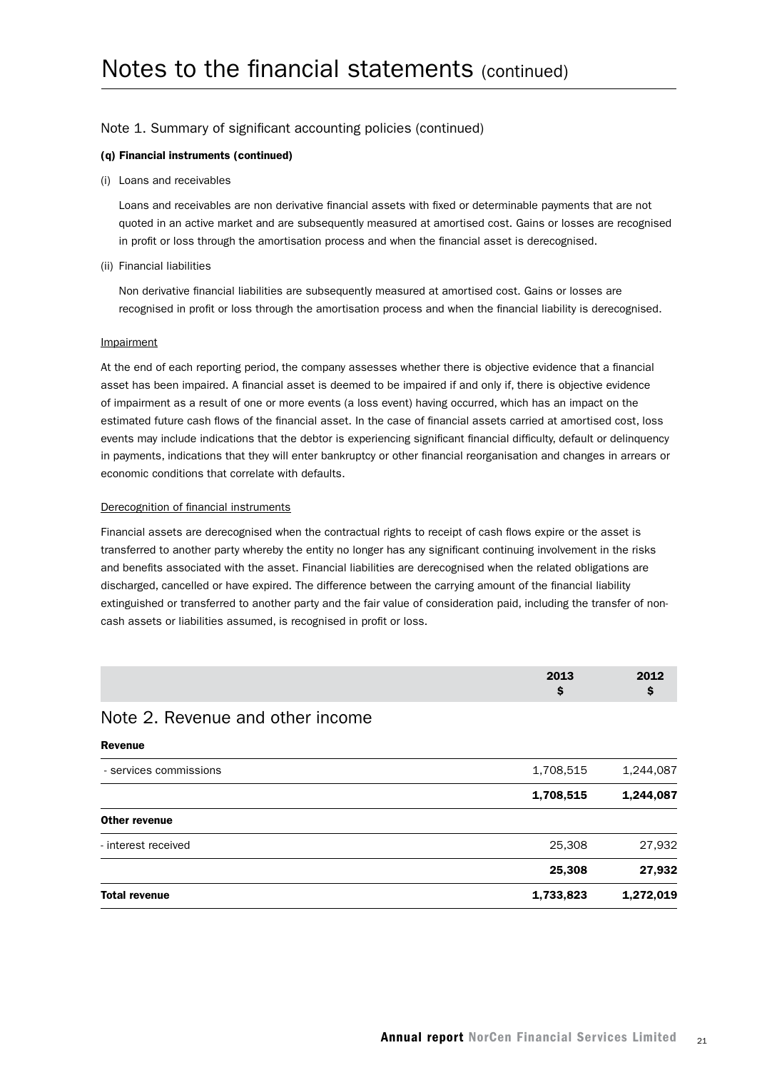# Notes to the financial statements (continued)

## Note 1. Summary of significant accounting policies (continued)

**(q) Financial instruments (continued)**

(i) Loans and receivables

Loans and receivables are non derivative financial assets with fixed or determinable payments that are not quoted in an active market and are subsequently measured at amortised cost. Gains or losses are recognised in profit or loss through the amortisation process and when the financial asset is derecognised.

(ii) Financial liabilities

Non derivative financial liabilities are subsequently measured at amortised cost. Gains or losses are recognised in profit or loss through the amortisation process and when the financial liability is derecognised.

Impairment

At the end of each reporting period, the company assesses whether there is objective evidence that a financial asset has been impaired. A financial asset is deemed to be impaired if and only if, there is objective evidence of impairment as a result of one or more events (a loss event) having occurred, which has an impact on the estimated future cash flows of the financial asset. In the case of financial assets carried at amortised cost, loss events may include indications that the debtor is experiencing significant financial difficulty, default or delinquency in payments, indications that they will enter bankruptcy or other financial reorganisation and changes in arrears or economic conditions that correlate with defaults.

Derecognition of financial instruments

Financial assets are derecognised when the contractual rights to receipt of cash flows expire or the asset is transferred to another party whereby the entity no longer has any significant continuing involvement in the risks and benefits associated with the asset. Financial liabilities are derecognised when the related obligations are discharged, cancelled or have expired. The difference between the carrying amount of the financial liability extinguished or transferred to another party and the fair value of consideration paid, including the transfer of non-cash assets or liabilities assumed, is recognised in profit or loss.

## Note 2. Revenue and other income

| | 2013 $ | 2012 $ |
|---|---|---|
| **Revenue** | | |
| - services commissions | 1,708,515 | 1,244,087 |
| | **1,708,515** | **1,244,087** |
| **Other revenue** | | |
| - interest received | 25,308 | 27,932 |
| | **25,308** | **27,932** |
| **Total revenue** | **1,733,823** | **1,272,019** |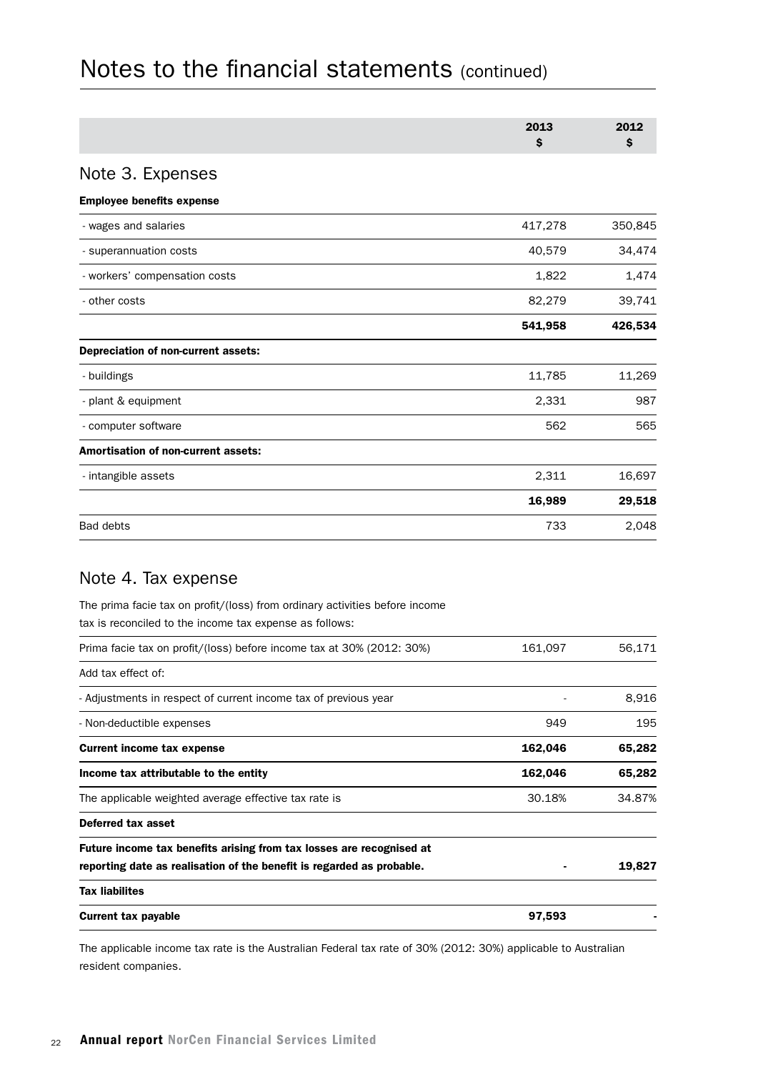# Notes to the financial statements (continued)

| | 2013 $ | 2012 $ |
|---|---|---|
| **Note 3. Expenses** | | |
| **Employee benefits expense** | | |
| - wages and salaries | 417,278 | 350,845 |
| - superannuation costs | 40,579 | 34,474 |
| - workers' compensation costs | 1,822 | 1,474 |
| - other costs | 82,279 | 39,741 |
| | **541,958** | **426,534** |
| **Depreciation of non-current assets:** | | |
| - buildings | 11,785 | 11,269 |
| - plant & equipment | 2,331 | 987 |
| - computer software | 562 | 565 |
| **Amortisation of non-current assets:** | | |
| - intangible assets | 2,311 | 16,697 |
| | **16,989** | **29,518** |
| Bad debts | 733 | 2,048 |

## Note 4. Tax expense

The prima facie tax on profit/(loss) from ordinary activities before income tax is reconciled to the income tax expense as follows:

| | 2013 $ | 2012 $ |
|---|---|---|
| Prima facie tax on profit/(loss) before income tax at 30% (2012: 30%) | 161,097 | 56,171 |
| Add tax effect of: | | |
| - Adjustments in respect of current income tax of previous year | - | 8,916 |
| - Non-deductible expenses | 949 | 195 |
| **Current income tax expense** | **162,046** | **65,282** |
| **Income tax attributable to the entity** | **162,046** | **65,282** |
| The applicable weighted average effective tax rate is | 30.18% | 34.87% |
| **Deferred tax asset** | | |
| **Future income tax benefits arising from tax losses are recognised at reporting date as realisation of the benefit is regarded as probable.** | **-** | **19,827** |
| **Tax liabilites** | | |
| **Current tax payable** | **97,593** | **-** |

The applicable income tax rate is the Australian Federal tax rate of 30% (2012: 30%) applicable to Australian resident companies.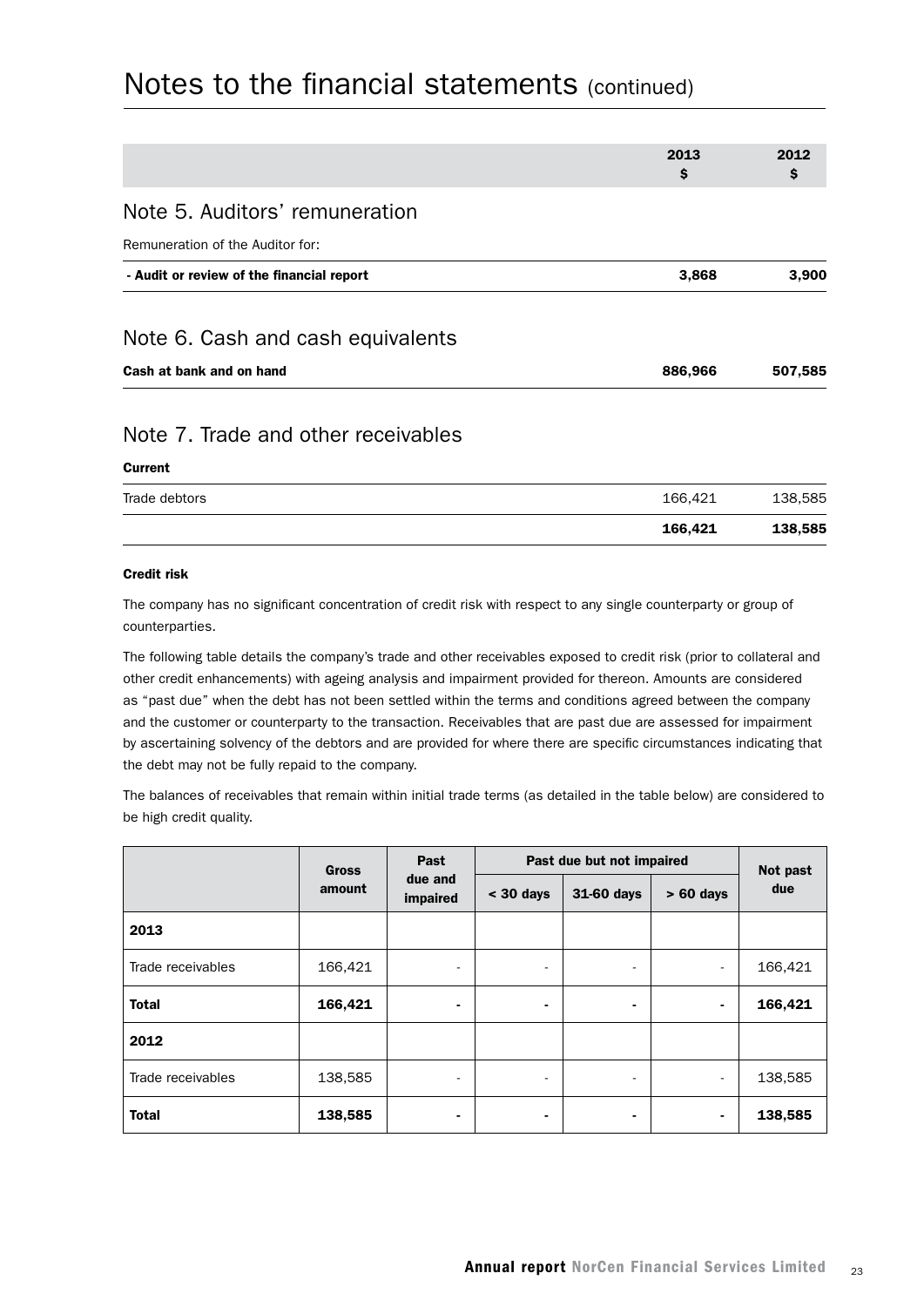# Notes to the financial statements (continued)

| | 2013<br>$ | 2012<br>$ |
|---|---|---|

## Note 5. Auditors' remuneration

| | 2013<br>$ | 2012<br>$ |
|---|---|---|
| Remuneration of the Auditor for: | | |
| **- Audit or review of the financial report** | **3,868** | **3,900** |

## Note 6. Cash and cash equivalents

| | 2013<br>$ | 2012<br>$ |
|---|---|---|
| **Cash at bank and on hand** | **886,966** | **507,585** |

## Note 7. Trade and other receivables

| | 2013<br>$ | 2012<br>$ |
|---|---|---|
| **Current** | | |
| Trade debtors | 166,421 | 138,585 |
| | **166,421** | **138,585** |

**Credit risk**

The company has no significant concentration of credit risk with respect to any single counterparty or group of counterparties.

The following table details the company's trade and other receivables exposed to credit risk (prior to collateral and other credit enhancements) with ageing analysis and impairment provided for thereon. Amounts are considered as "past due" when the debt has not been settled within the terms and conditions agreed between the company and the customer or counterparty to the transaction. Receivables that are past due are assessed for impairment by ascertaining solvency of the debtors and are provided for where there are specific circumstances indicating that the debt may not be fully repaid to the company.

The balances of receivables that remain within initial trade terms (as detailed in the table below) are considered to be high credit quality.

| | Gross amount | Past due and impaired | Past due but not impaired | | | Not past due |
|---|---|---|---|---|---|---|
| | | | < 30 days | 31-60 days | > 60 days | |
| **2013** | | | | | | |
| Trade receivables | 166,421 | - | - | - | - | 166,421 |
| **Total** | **166,421** | **-** | **-** | **-** | **-** | **166,421** |
| **2012** | | | | | | |
| Trade receivables | 138,585 | - | - | - | - | 138,585 |
| **Total** | **138,585** | **-** | **-** | **-** | **-** | **138,585** |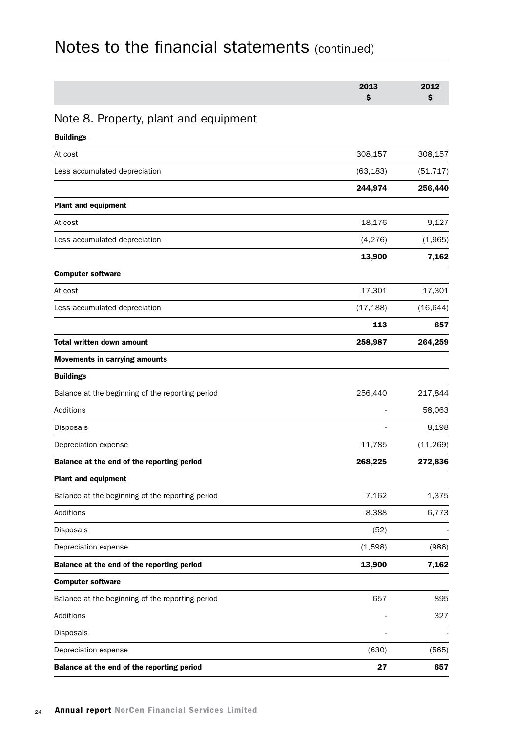# Notes to the financial statements (continued)

| | 2013<br>$ | 2012<br>$ |
|---|---|---|
| **Note 8. Property, plant and equipment** | | |
| **Buildings** | | |
| At cost | 308,157 | 308,157 |
| Less accumulated depreciation | (63,183) | (51,717) |
| | **244,974** | **256,440** |
| **Plant and equipment** | | |
| At cost | 18,176 | 9,127 |
| Less accumulated depreciation | (4,276) | (1,965) |
| | **13,900** | **7,162** |
| **Computer software** | | |
| At cost | 17,301 | 17,301 |
| Less accumulated depreciation | (17,188) | (16,644) |
| | **113** | **657** |
| **Total written down amount** | **258,987** | **264,259** |
| **Movements in carrying amounts** | | |
| **Buildings** | | |
| Balance at the beginning of the reporting period | 256,440 | 217,844 |
| Additions | - | 58,063 |
| Disposals | - | 8,198 |
| Depreciation expense | 11,785 | (11,269) |
| **Balance at the end of the reporting period** | **268,225** | **272,836** |
| **Plant and equipment** | | |
| Balance at the beginning of the reporting period | 7,162 | 1,375 |
| Additions | 8,388 | 6,773 |
| Disposals | (52) | - |
| Depreciation expense | (1,598) | (986) |
| **Balance at the end of the reporting period** | **13,900** | **7,162** |
| **Computer software** | | |
| Balance at the beginning of the reporting period | 657 | 895 |
| Additions | - | 327 |
| Disposals | - | - |
| Depreciation expense | (630) | (565) |
| **Balance at the end of the reporting period** | **27** | **657** |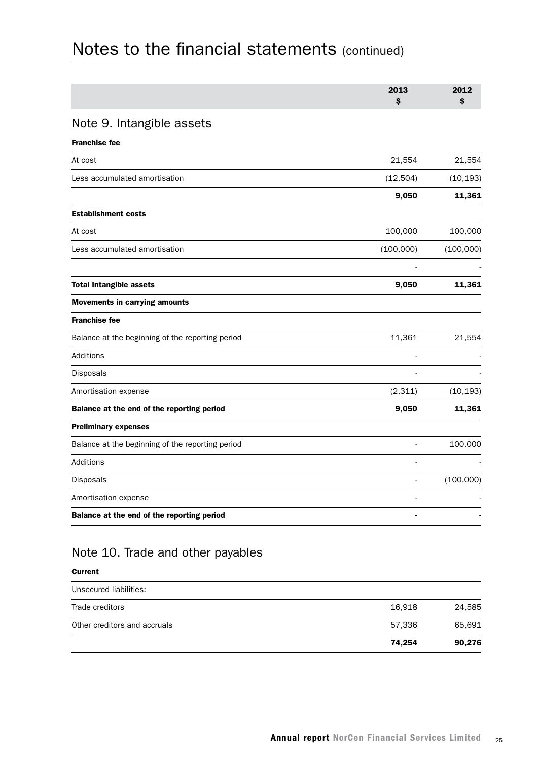# Notes to the financial statements (continued)

| | 2013 $ | 2012 $ |
|---|---|---|
| **Note 9. Intangible assets** | | |
| **Franchise fee** | | |
| At cost | 21,554 | 21,554 |
| Less accumulated amortisation | (12,504) | (10,193) |
| | **9,050** | **11,361** |
| **Establishment costs** | | |
| At cost | 100,000 | 100,000 |
| Less accumulated amortisation | (100,000) | (100,000) |
| | **-** | **-** |
| **Total Intangible assets** | **9,050** | **11,361** |
| **Movements in carrying amounts** | | |
| **Franchise fee** | | |
| Balance at the beginning of the reporting period | 11,361 | 21,554 |
| Additions | - | - |
| Disposals | - | - |
| Amortisation expense | (2,311) | (10,193) |
| **Balance at the end of the reporting period** | **9,050** | **11,361** |
| **Preliminary expenses** | | |
| Balance at the beginning of the reporting period | - | 100,000 |
| Additions | - | - |
| Disposals | - | (100,000) |
| Amortisation expense | - | - |
| **Balance at the end of the reporting period** | **-** | **-** |

## Note 10. Trade and other payables

| | 2013 $ | 2012 $ |
|---|---|---|
| **Current** | | |
| Unsecured liabilities: | | |
| Trade creditors | 16,918 | 24,585 |
| Other creditors and accruals | 57,336 | 65,691 |
| | **74,254** | **90,276** |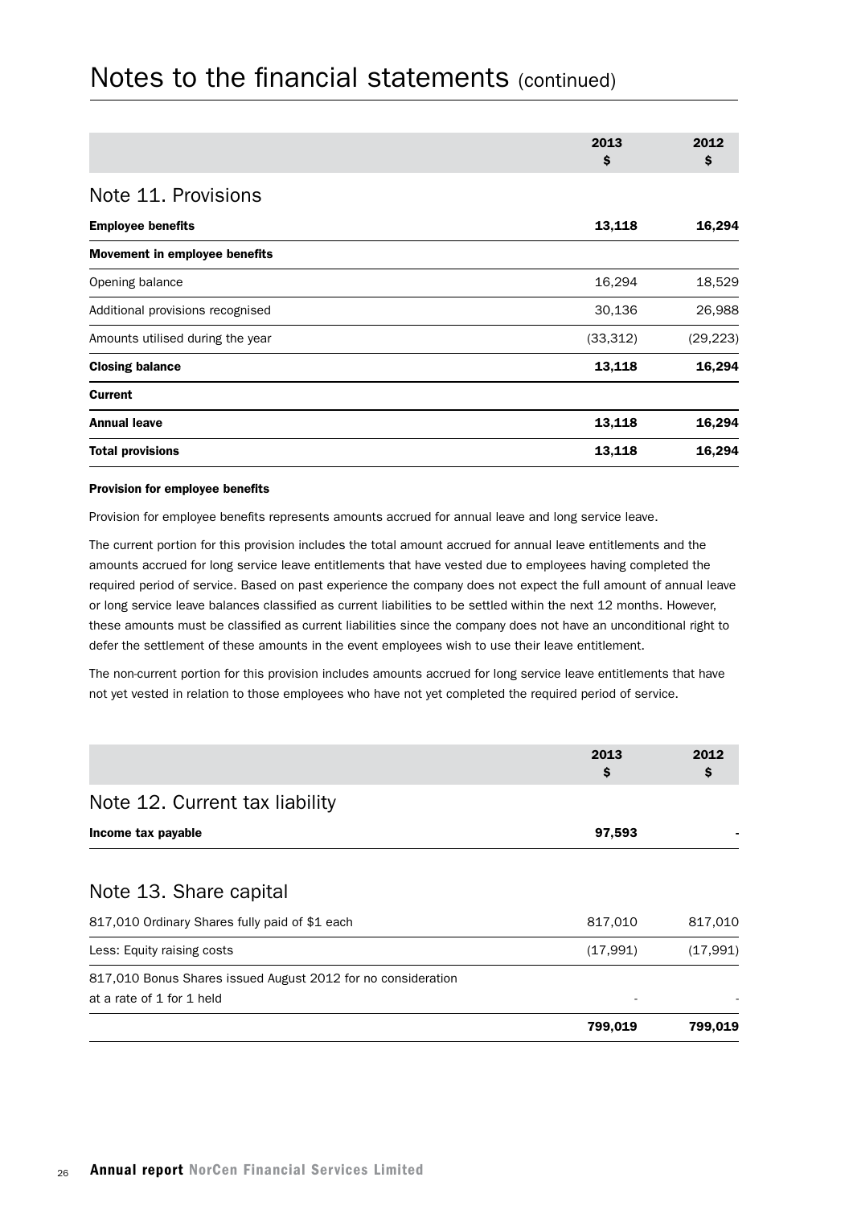# Notes to the financial statements (continued)

| | 2013 $ | 2012 $ |
|---|---|---|
| **Note 11. Provisions** | | |
| **Employee benefits** | **13,118** | **16,294** |
| **Movement in employee benefits** | | |
| Opening balance | 16,294 | 18,529 |
| Additional provisions recognised | 30,136 | 26,988 |
| Amounts utilised during the year | (33,312) | (29,223) |
| **Closing balance** | **13,118** | **16,294** |
| **Current** | | |
| **Annual leave** | **13,118** | **16,294** |
| **Total provisions** | **13,118** | **16,294** |

**Provision for employee benefits**

Provision for employee benefits represents amounts accrued for annual leave and long service leave.

The current portion for this provision includes the total amount accrued for annual leave entitlements and the amounts accrued for long service leave entitlements that have vested due to employees having completed the required period of service. Based on past experience the company does not expect the full amount of annual leave or long service leave balances classified as current liabilities to be settled within the next 12 months. However, these amounts must be classified as current liabilities since the company does not have an unconditional right to defer the settlement of these amounts in the event employees wish to use their leave entitlement.

The non-current portion for this provision includes amounts accrued for long service leave entitlements that have not yet vested in relation to those employees who have not yet completed the required period of service.

| | 2013 $ | 2012 $ |
|---|---|---|
| **Note 12. Current tax liability** | | |
| **Income tax payable** | **97,593** | **-** |
| **Note 13. Share capital** | | |
| 817,010 Ordinary Shares fully paid of $1 each | 817,010 | 817,010 |
| Less: Equity raising costs | (17,991) | (17,991) |
| 817,010 Bonus Shares issued August 2012 for no consideration at a rate of 1 for 1 held | - | - |
| | **799,019** | **799,019** |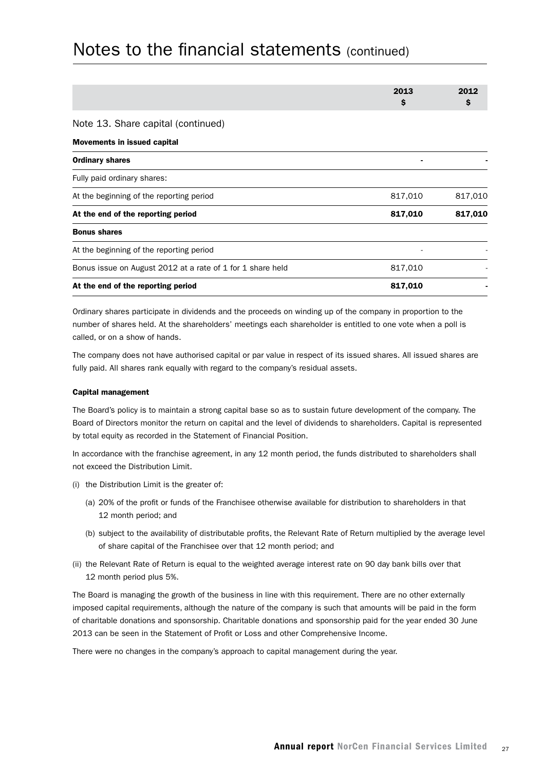# Notes to the financial statements (continued)

| | 2013 $ | 2012 $ |
|---|---|---|
| **Note 13. Share capital (continued)** | | |
| **Movements in issued capital** | | |
| **Ordinary shares** | - | - |
| Fully paid ordinary shares: | | |
| At the beginning of the reporting period | 817,010 | 817,010 |
| **At the end of the reporting period** | **817,010** | **817,010** |
| **Bonus shares** | | |
| At the beginning of the reporting period | - | - |
| Bonus issue on August 2012 at a rate of 1 for 1 share held | 817,010 | - |
| **At the end of the reporting period** | **817,010** | **-** |

Ordinary shares participate in dividends and the proceeds on winding up of the company in proportion to the number of shares held. At the shareholders' meetings each shareholder is entitled to one vote when a poll is called, or on a show of hands.

The company does not have authorised capital or par value in respect of its issued shares. All issued shares are fully paid. All shares rank equally with regard to the company's residual assets.

**Capital management**

The Board's policy is to maintain a strong capital base so as to sustain future development of the company. The Board of Directors monitor the return on capital and the level of dividends to shareholders. Capital is represented by total equity as recorded in the Statement of Financial Position.

In accordance with the franchise agreement, in any 12 month period, the funds distributed to shareholders shall not exceed the Distribution Limit.

(i) the Distribution Limit is the greater of:

  (a) 20% of the profit or funds of the Franchisee otherwise available for distribution to shareholders in that 12 month period; and

  (b) subject to the availability of distributable profits, the Relevant Rate of Return multiplied by the average level of share capital of the Franchisee over that 12 month period; and

(ii) the Relevant Rate of Return is equal to the weighted average interest rate on 90 day bank bills over that 12 month period plus 5%.

The Board is managing the growth of the business in line with this requirement. There are no other externally imposed capital requirements, although the nature of the company is such that amounts will be paid in the form of charitable donations and sponsorship. Charitable donations and sponsorship paid for the year ended 30 June 2013 can be seen in the Statement of Profit or Loss and other Comprehensive Income.

There were no changes in the company's approach to capital management during the year.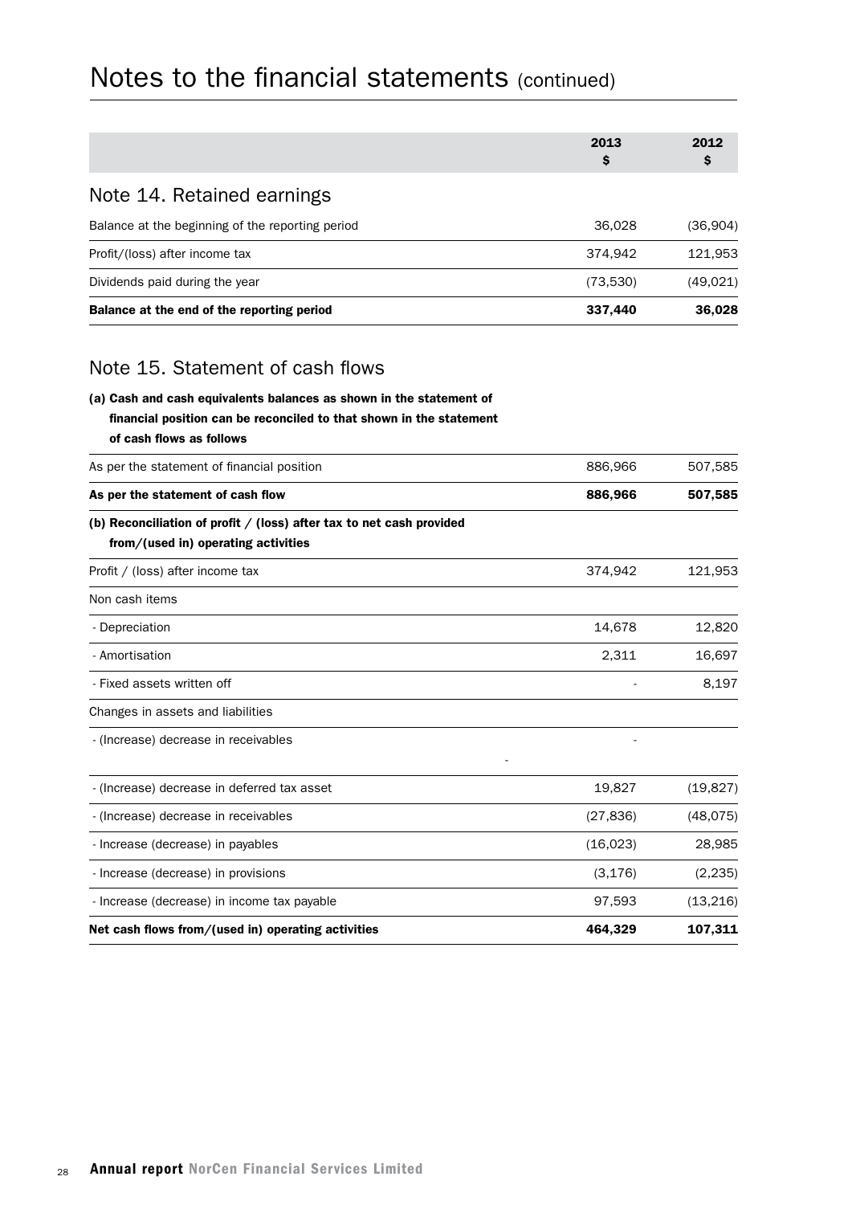# Notes to the financial statements (continued)

| | 2013<br>$ | 2012<br>$ |
|---|---|---|
| **Note 14. Retained earnings** | | |
| Balance at the beginning of the reporting period | 36,028 | (36,904) |
| Profit/(loss) after income tax | 374,942 | 121,953 |
| Dividends paid during the year | (73,530) | (49,021) |
| **Balance at the end of the reporting period** | **337,440** | **36,028** |

## Note 15. Statement of cash flows

| | 2013<br>$ | 2012<br>$ |
|---|---|---|
| **(a) Cash and cash equivalents balances as shown in the statement of financial position can be reconciled to that shown in the statement of cash flows as follows** | | |
| As per the statement of financial position | 886,966 | 507,585 |
| **As per the statement of cash flow** | **886,966** | **507,585** |
| **(b) Reconciliation of profit / (loss) after tax to net cash provided from/(used in) operating activities** | | |
| Profit / (loss) after income tax | 374,942 | 121,953 |
| Non cash items | | |
| - Depreciation | 14,678 | 12,820 |
| - Amortisation | 2,311 | 16,697 |
| - Fixed assets written off | - | 8,197 |
| Changes in assets and liabilities | | |
| - (Increase) decrease in receivables | - | - |
| - (Increase) decrease in deferred tax asset | 19,827 | (19,827) |
| - (Increase) decrease in receivables | (27,836) | (48,075) |
| - Increase (decrease) in payables | (16,023) | 28,985 |
| - Increase (decrease) in provisions | (3,176) | (2,235) |
| - Increase (decrease) in income tax payable | 97,593 | (13,216) |
| **Net cash flows from/(used in) operating activities** | **464,329** | **107,311** |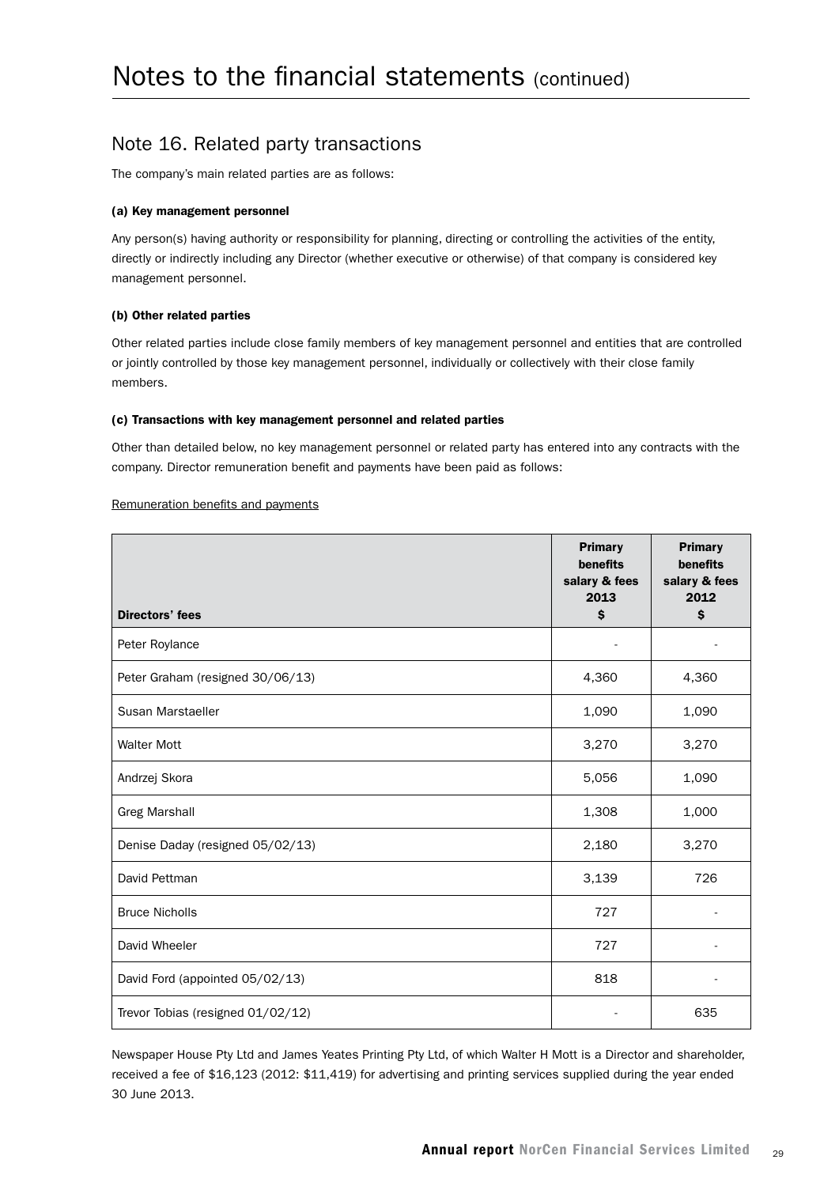# Notes to the financial statements (continued)

## Note 16. Related party transactions

The company's main related parties are as follows:

#### (a) Key management personnel

Any person(s) having authority or responsibility for planning, directing or controlling the activities of the entity, directly or indirectly including any Director (whether executive or otherwise) of that company is considered key management personnel.

#### (b) Other related parties

Other related parties include close family members of key management personnel and entities that are controlled or jointly controlled by those key management personnel, individually or collectively with their close family members.

#### (c) Transactions with key management personnel and related parties

Other than detailed below, no key management personnel or related party has entered into any contracts with the company. Director remuneration benefit and payments have been paid as follows:

Remuneration benefits and payments

| Directors' fees | Primary benefits salary & fees 2013 $ | Primary benefits salary & fees 2012 $ |
|---|---|---|
| Peter Roylance | - | - |
| Peter Graham (resigned 30/06/13) | 4,360 | 4,360 |
| Susan Marstaeller | 1,090 | 1,090 |
| Walter Mott | 3,270 | 3,270 |
| Andrzej Skora | 5,056 | 1,090 |
| Greg Marshall | 1,308 | 1,000 |
| Denise Daday (resigned 05/02/13) | 2,180 | 3,270 |
| David Pettman | 3,139 | 726 |
| Bruce Nicholls | 727 | - |
| David Wheeler | 727 | - |
| David Ford (appointed 05/02/13) | 818 | - |
| Trevor Tobias (resigned 01/02/12) | - | 635 |

Newspaper House Pty Ltd and James Yeates Printing Pty Ltd, of which Walter H Mott is a Director and shareholder, received a fee of $16,123 (2012: $11,419) for advertising and printing services supplied during the year ended 30 June 2013.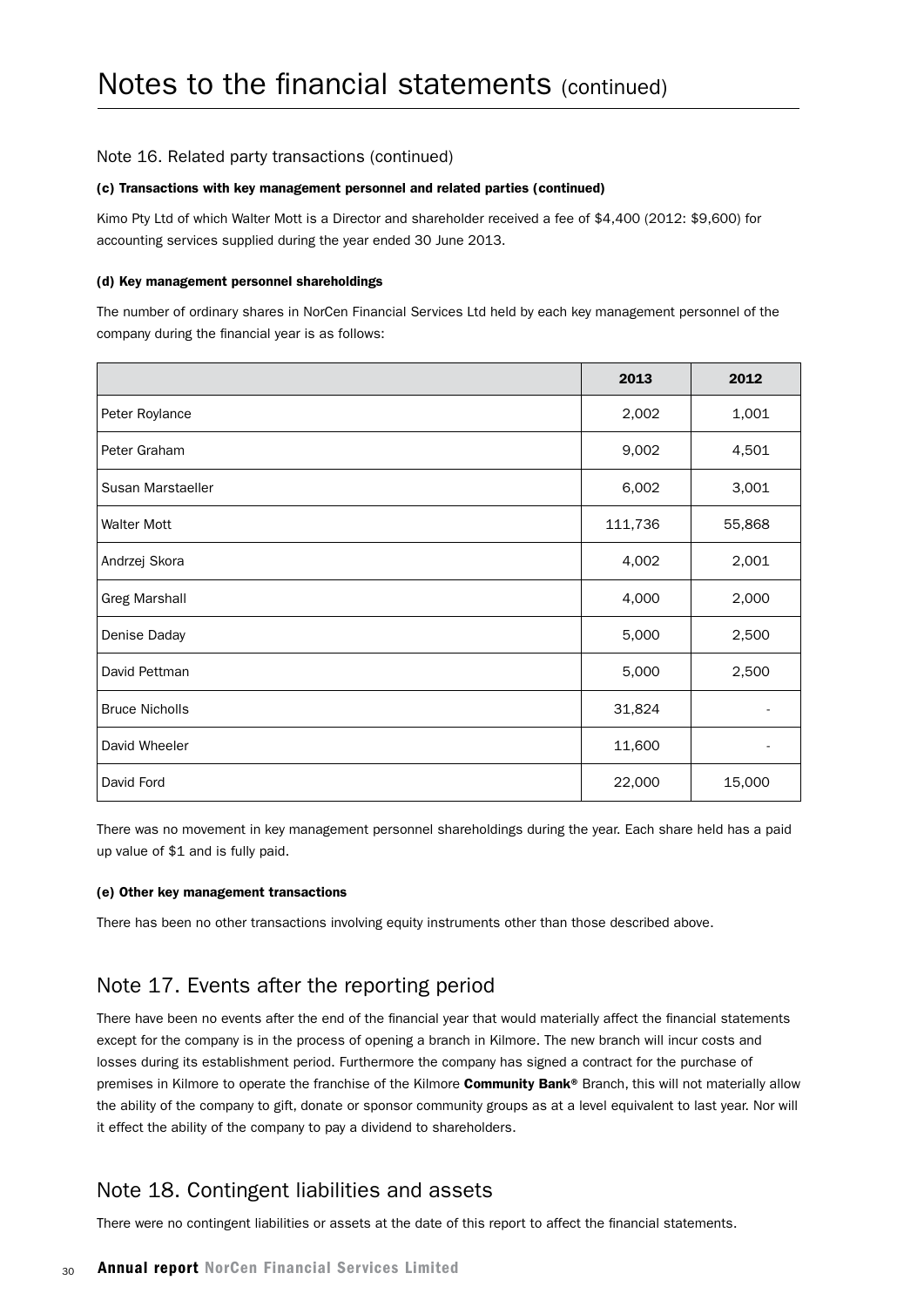# Notes to the financial statements (continued)

## Note 16. Related party transactions (continued)

#### (c) Transactions with key management personnel and related parties (continued)

Kimo Pty Ltd of which Walter Mott is a Director and shareholder received a fee of $4,400 (2012: $9,600) for accounting services supplied during the year ended 30 June 2013.

#### (d) Key management personnel shareholdings

The number of ordinary shares in NorCen Financial Services Ltd held by each key management personnel of the company during the financial year is as follows:

| | 2013 | 2012 |
|---|---|---|
| Peter Roylance | 2,002 | 1,001 |
| Peter Graham | 9,002 | 4,501 |
| Susan Marstaeller | 6,002 | 3,001 |
| Walter Mott | 111,736 | 55,868 |
| Andrzej Skora | 4,002 | 2,001 |
| Greg Marshall | 4,000 | 2,000 |
| Denise Daday | 5,000 | 2,500 |
| David Pettman | 5,000 | 2,500 |
| Bruce Nicholls | 31,824 | - |
| David Wheeler | 11,600 | - |
| David Ford | 22,000 | 15,000 |

There was no movement in key management personnel shareholdings during the year. Each share held has a paid up value of $1 and is fully paid.

#### (e) Other key management transactions

There has been no other transactions involving equity instruments other than those described above.

## Note 17. Events after the reporting period

There have been no events after the end of the financial year that would materially affect the financial statements except for the company is in the process of opening a branch in Kilmore. The new branch will incur costs and losses during its establishment period. Furthermore the company has signed a contract for the purchase of premises in Kilmore to operate the franchise of the Kilmore **Community Bank®** Branch, this will not materially allow the ability of the company to gift, donate or sponsor community groups as at a level equivalent to last year. Nor will it effect the ability of the company to pay a dividend to shareholders.

## Note 18. Contingent liabilities and assets

There were no contingent liabilities or assets at the date of this report to affect the financial statements.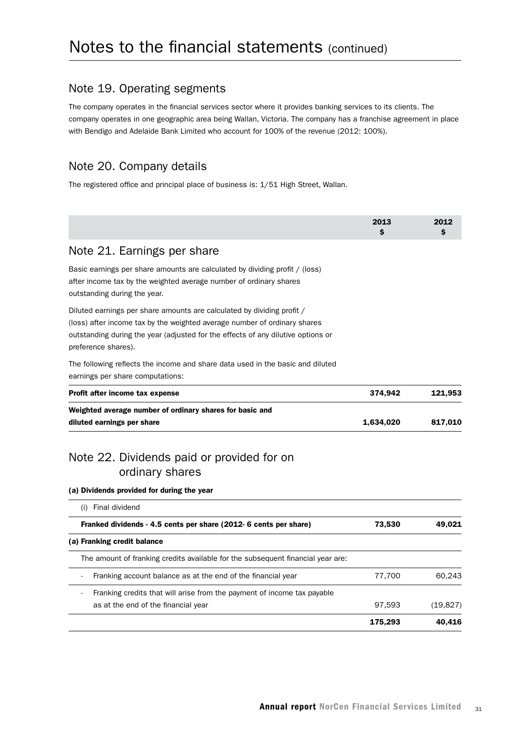# Notes to the financial statements (continued)

## Note 19. Operating segments

The company operates in the financial services sector where it provides banking services to its clients. The company operates in one geographic area being Wallan, Victoria. The company has a franchise agreement in place with Bendigo and Adelaide Bank Limited who account for 100% of the revenue (2012: 100%).

## Note 20. Company details

The registered office and principal place of business is: 1/51 High Street, Wallan.

| | 2013 $ | 2012 $ |
|---|---|---|

## Note 21. Earnings per share

Basic earnings per share amounts are calculated by dividing profit / (loss) after income tax by the weighted average number of ordinary shares outstanding during the year.

Diluted earnings per share amounts are calculated by dividing profit / (loss) after income tax by the weighted average number of ordinary shares outstanding during the year (adjusted for the effects of any dilutive options or preference shares).

The following reflects the income and share data used in the basic and diluted earnings per share computations:

| | 2013 $ | 2012 $ |
|---|---|---|
| **Profit after income tax expense** | **374,942** | **121,953** |
| **Weighted average number of ordinary shares for basic and diluted earnings per share** | **1,634,020** | **817,010** |

## Note 22. Dividends paid or provided for on ordinary shares

**(a) Dividends provided for during the year**

| | 2013 $ | 2012 $ |
|---|---|---|
| (i) Final dividend | | |
| **Franked dividends - 4.5 cents per share (2012- 6 cents per share)** | **73,530** | **49,021** |
| **(a) Franking credit balance** | | |
| The amount of franking credits available for the subsequent financial year are: | | |
| - Franking account balance as at the end of the financial year | 77,700 | 60,243 |
| - Franking credits that will arise from the payment of income tax payable as at the end of the financial year | 97,593 | (19,827) |
| | **175,293** | **40,416** |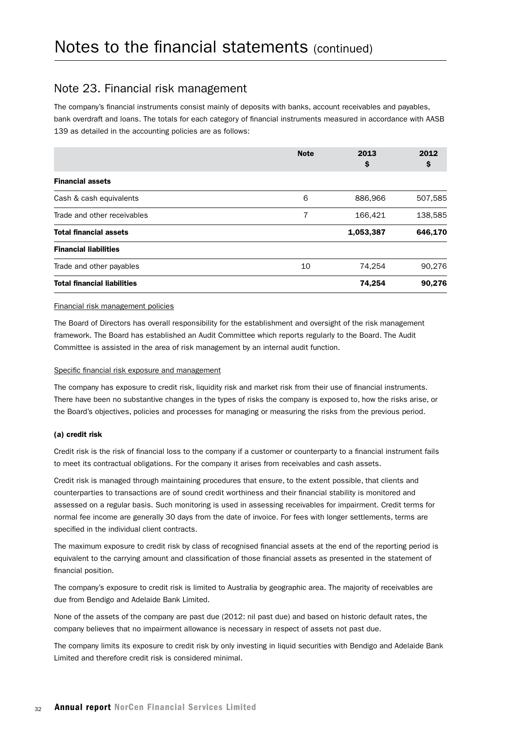# Notes to the financial statements (continued)

## Note 23. Financial risk management

The company's financial instruments consist mainly of deposits with banks, account receivables and payables, bank overdraft and loans. The totals for each category of financial instruments measured in accordance with AASB 139 as detailed in the accounting policies are as follows:

| | Note | 2013 $ | 2012 $ |
|---|---|---|---|
| **Financial assets** | | | |
| Cash & cash equivalents | 6 | 886,966 | 507,585 |
| Trade and other receivables | 7 | 166,421 | 138,585 |
| **Total financial assets** | | **1,053,387** | **646,170** |
| **Financial liabilities** | | | |
| Trade and other payables | 10 | 74,254 | 90,276 |
| **Total financial liabilities** | | **74,254** | **90,276** |

Financial risk management policies

The Board of Directors has overall responsibility for the establishment and oversight of the risk management framework. The Board has established an Audit Committee which reports regularly to the Board. The Audit Committee is assisted in the area of risk management by an internal audit function.

Specific financial risk exposure and management

The company has exposure to credit risk, liquidity risk and market risk from their use of financial instruments. There have been no substantive changes in the types of risks the company is exposed to, how the risks arise, or the Board's objectives, policies and processes for managing or measuring the risks from the previous period.

**(a) credit risk**

Credit risk is the risk of financial loss to the company if a customer or counterparty to a financial instrument fails to meet its contractual obligations. For the company it arises from receivables and cash assets.

Credit risk is managed through maintaining procedures that ensure, to the extent possible, that clients and counterparties to transactions are of sound credit worthiness and their financial stability is monitored and assessed on a regular basis. Such monitoring is used in assessing receivables for impairment. Credit terms for normal fee income are generally 30 days from the date of invoice. For fees with longer settlements, terms are specified in the individual client contracts.

The maximum exposure to credit risk by class of recognised financial assets at the end of the reporting period is equivalent to the carrying amount and classification of those financial assets as presented in the statement of financial position.

The company's exposure to credit risk is limited to Australia by geographic area. The majority of receivables are due from Bendigo and Adelaide Bank Limited.

None of the assets of the company are past due (2012: nil past due) and based on historic default rates, the company believes that no impairment allowance is necessary in respect of assets not past due.

The company limits its exposure to credit risk by only investing in liquid securities with Bendigo and Adelaide Bank Limited and therefore credit risk is considered minimal.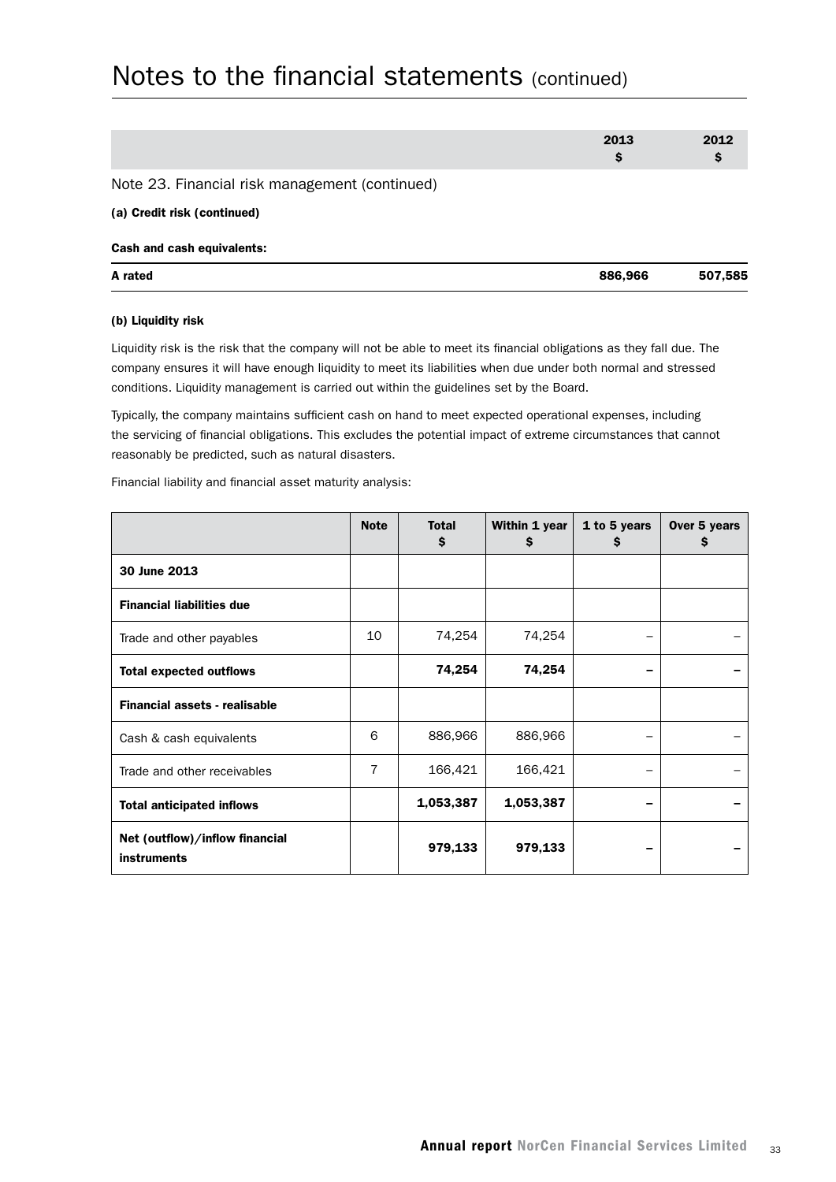# Notes to the financial statements (continued)

| | 2013 $ | 2012 $ |
|---|---|---|

## Note 23. Financial risk management (continued)

**(a) Credit risk (continued)**

**Cash and cash equivalents:**

| | | |
|---|---|---|
| **A rated** | **886,966** | **507,585** |

**(b) Liquidity risk**

Liquidity risk is the risk that the company will not be able to meet its financial obligations as they fall due. The company ensures it will have enough liquidity to meet its liabilities when due under both normal and stressed conditions. Liquidity management is carried out within the guidelines set by the Board.

Typically, the company maintains sufficient cash on hand to meet expected operational expenses, including the servicing of financial obligations. This excludes the potential impact of extreme circumstances that cannot reasonably be predicted, such as natural disasters.

Financial liability and financial asset maturity analysis:

| | Note | Total $ | Within 1 year $ | 1 to 5 years $ | Over 5 years $ |
|---|---|---|---|---|---|
| **30 June 2013** | | | | | |
| **Financial liabilities due** | | | | | |
| Trade and other payables | 10 | 74,254 | 74,254 | – | – |
| **Total expected outflows** | | **74,254** | **74,254** | **–** | **–** |
| **Financial assets - realisable** | | | | | |
| Cash & cash equivalents | 6 | 886,966 | 886,966 | – | – |
| Trade and other receivables | 7 | 166,421 | 166,421 | – | – |
| **Total anticipated inflows** | | **1,053,387** | **1,053,387** | **–** | **–** |
| **Net (outflow)/inflow financial instruments** | | **979,133** | **979,133** | **–** | **–** |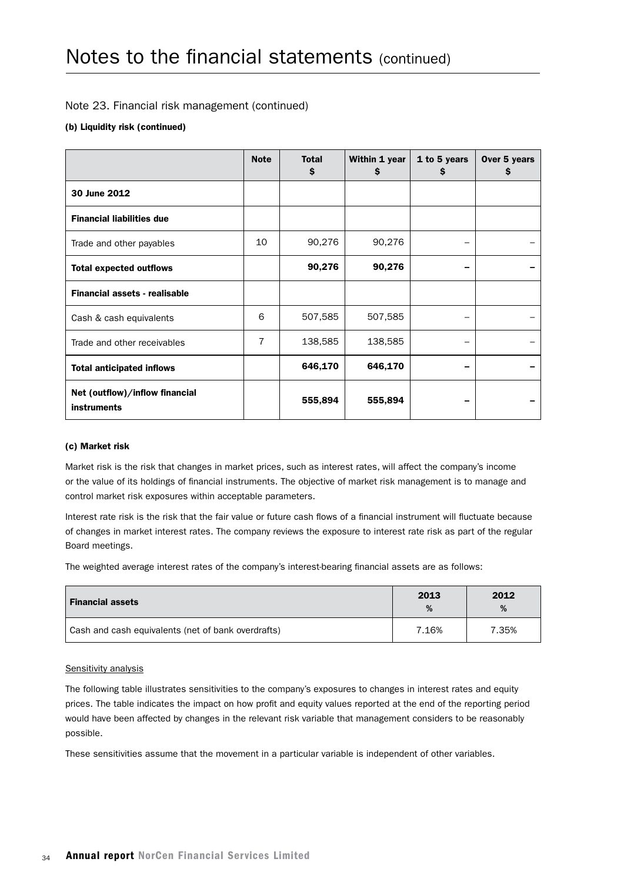# Notes to the financial statements (continued)

## Note 23. Financial risk management (continued)

**(b) Liquidity risk (continued)**

| | Note | Total $ | Within 1 year $ | 1 to 5 years $ | Over 5 years $ |
|---|---|---|---|---|---|
| **30 June 2012** | | | | | |
| **Financial liabilities due** | | | | | |
| Trade and other payables | 10 | 90,276 | 90,276 | – | – |
| **Total expected outflows** | | **90,276** | **90,276** | **–** | **–** |
| **Financial assets - realisable** | | | | | |
| Cash & cash equivalents | 6 | 507,585 | 507,585 | – | – |
| Trade and other receivables | 7 | 138,585 | 138,585 | – | – |
| **Total anticipated inflows** | | **646,170** | **646,170** | **–** | **–** |
| **Net (outflow)/inflow financial instruments** | | **555,894** | **555,894** | **–** | **–** |

**(c) Market risk**

Market risk is the risk that changes in market prices, such as interest rates, will affect the company's income or the value of its holdings of financial instruments. The objective of market risk management is to manage and control market risk exposures within acceptable parameters.

Interest rate risk is the risk that the fair value or future cash flows of a financial instrument will fluctuate because of changes in market interest rates. The company reviews the exposure to interest rate risk as part of the regular Board meetings.

The weighted average interest rates of the company's interest-bearing financial assets are as follows:

| Financial assets | 2013 % | 2012 % |
|---|---|---|
| Cash and cash equivalents (net of bank overdrafts) | 7.16% | 7.35% |

Sensitivity analysis

The following table illustrates sensitivities to the company's exposures to changes in interest rates and equity prices. The table indicates the impact on how profit and equity values reported at the end of the reporting period would have been affected by changes in the relevant risk variable that management considers to be reasonably possible.

These sensitivities assume that the movement in a particular variable is independent of other variables.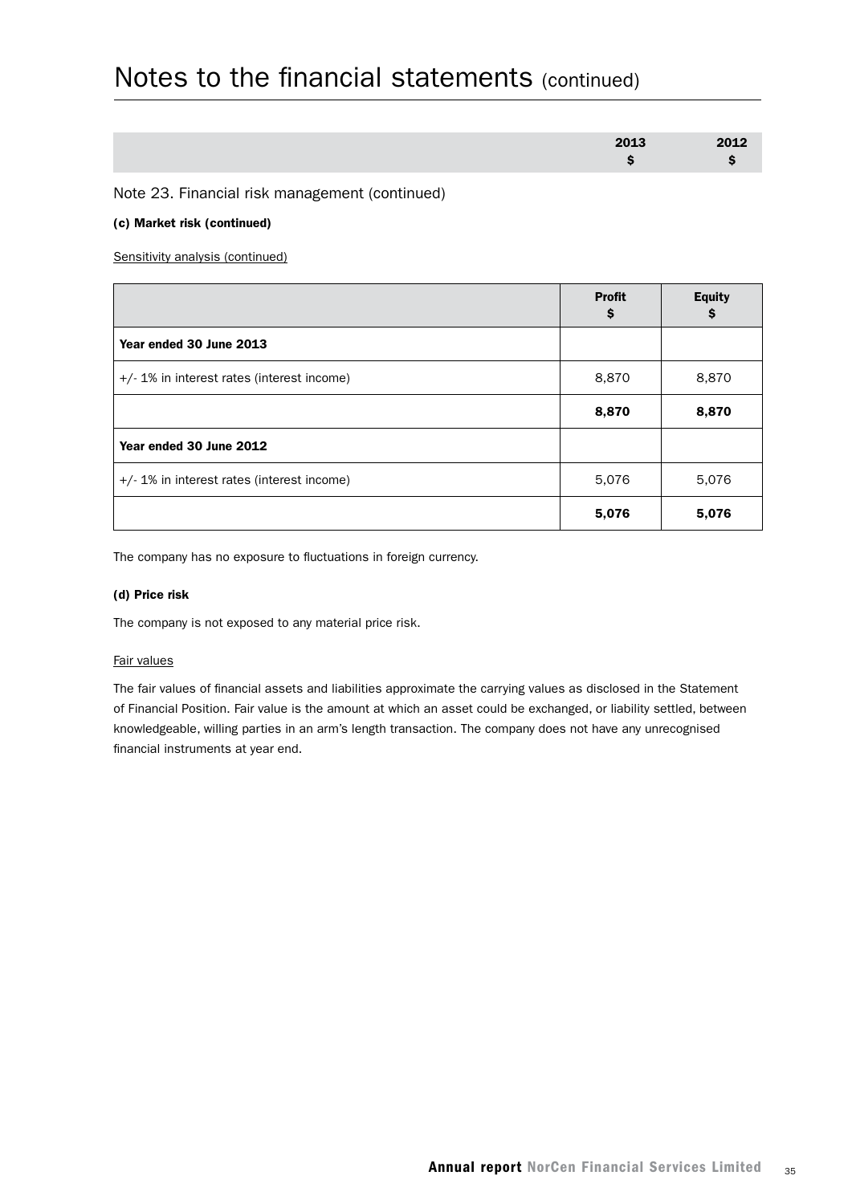# Notes to the financial statements (continued)

| | 2013 $ | 2012 $ |
|---|---|---|

## Note 23. Financial risk management (continued)

**(c) Market risk (continued)**

Sensitivity analysis (continued)

| | Profit $ | Equity $ |
|---|---|---|
| **Year ended 30 June 2013** | | |
| +/- 1% in interest rates (interest income) | 8,870 | 8,870 |
| | **8,870** | **8,870** |
| **Year ended 30 June 2012** | | |
| +/- 1% in interest rates (interest income) | 5,076 | 5,076 |
| | **5,076** | **5,076** |

The company has no exposure to fluctuations in foreign currency.

**(d) Price risk**

The company is not exposed to any material price risk.

Fair values

The fair values of financial assets and liabilities approximate the carrying values as disclosed in the Statement of Financial Position. Fair value is the amount at which an asset could be exchanged, or liability settled, between knowledgeable, willing parties in an arm's length transaction. The company does not have any unrecognised financial instruments at year end.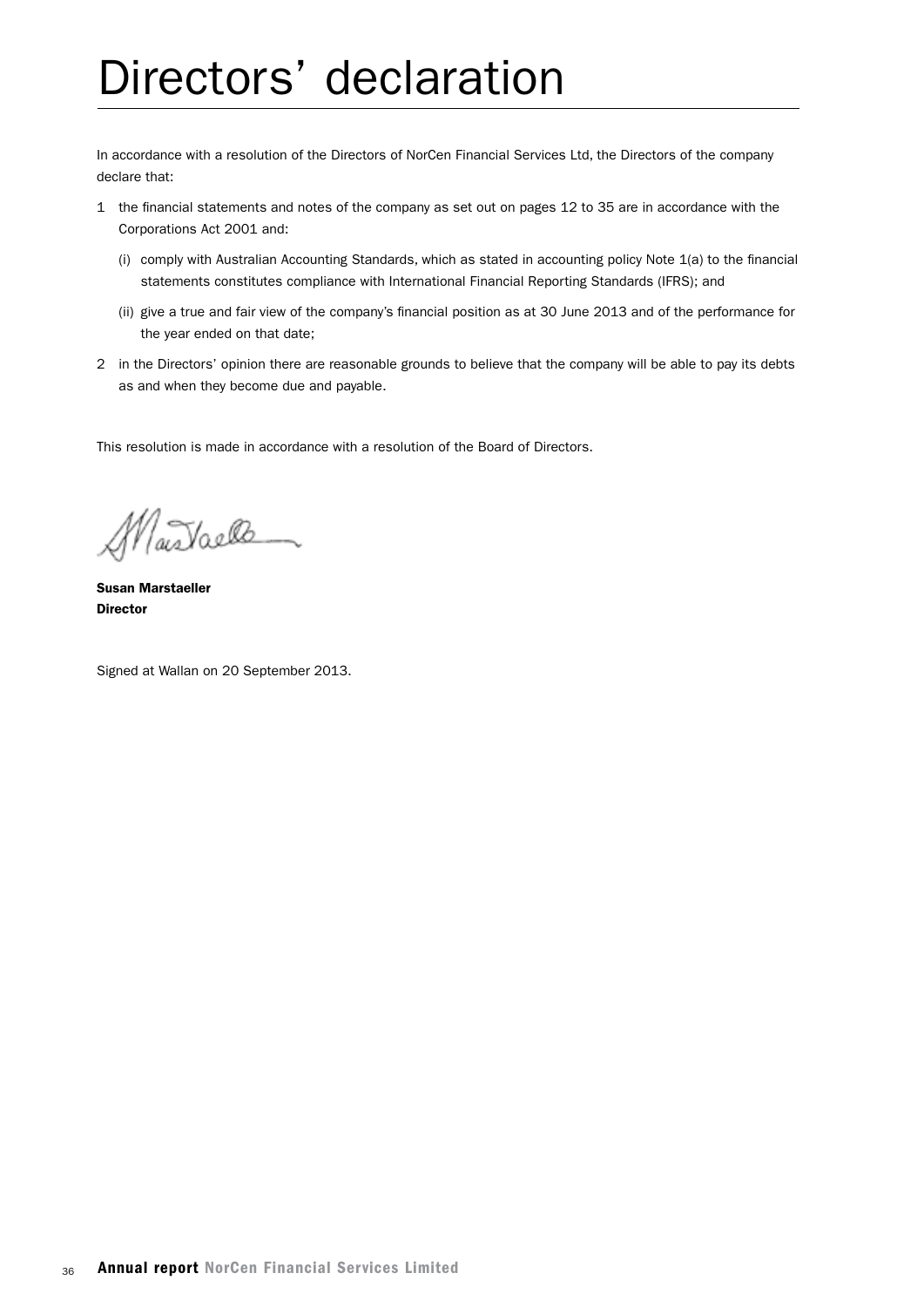# Directors' declaration

In accordance with a resolution of the Directors of NorCen Financial Services Ltd, the Directors of the company declare that:

1 the financial statements and notes of the company as set out on pages 12 to 35 are in accordance with the Corporations Act 2001 and:

   (i) comply with Australian Accounting Standards, which as stated in accounting policy Note 1(a) to the financial statements constitutes compliance with International Financial Reporting Standards (IFRS); and

   (ii) give a true and fair view of the company's financial position as at 30 June 2013 and of the performance for the year ended on that date;

2 in the Directors' opinion there are reasonable grounds to believe that the company will be able to pay its debts as and when they become due and payable.

This resolution is made in accordance with a resolution of the Board of Directors.

**Susan Marstaeller**
**Director**

Signed at Wallan on 20 September 2013.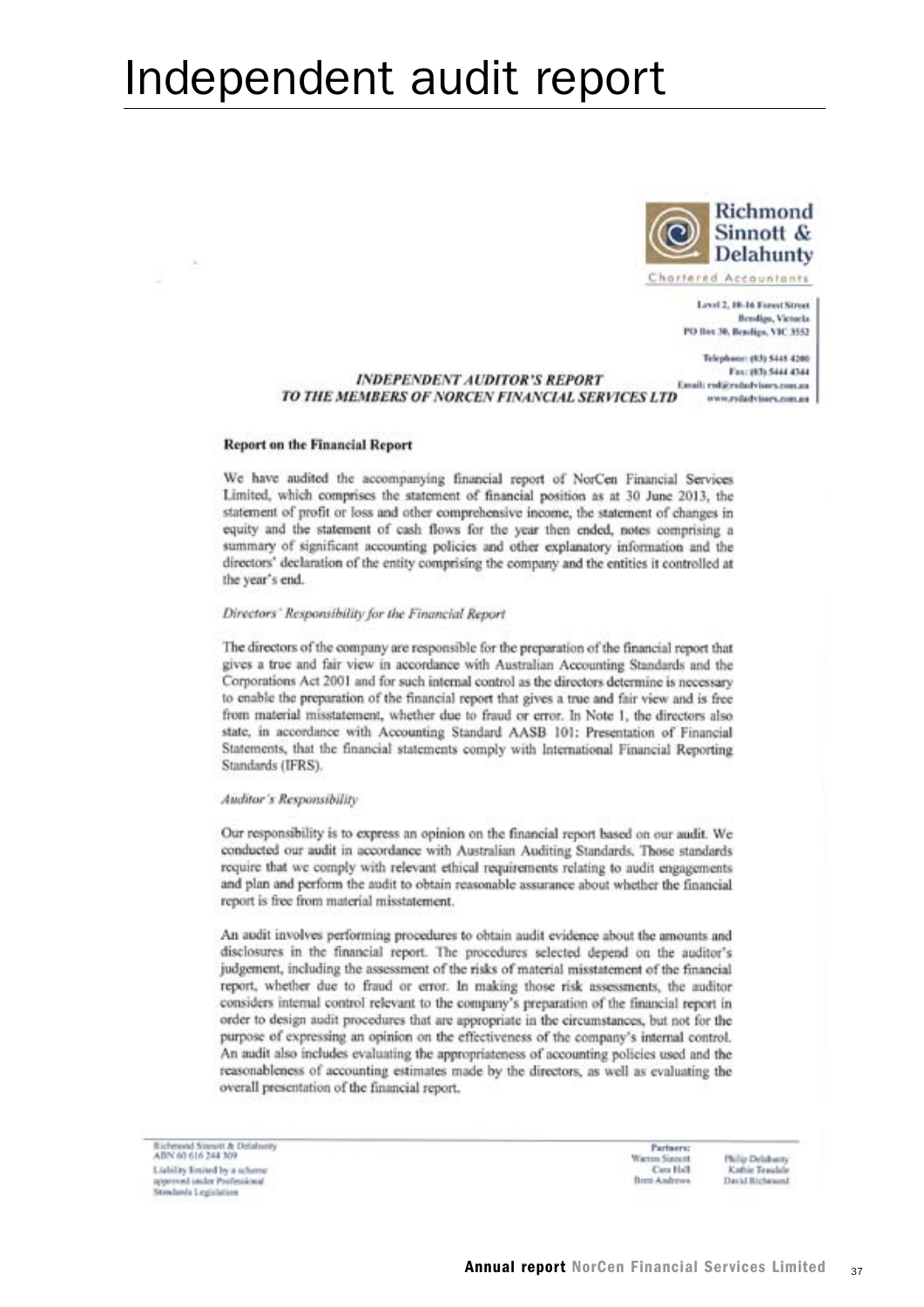# Independent audit report

Richmond Sinnott & Delahunty

Chartered Accountants

Level 2, 10-16 Forest Street
Bendigo, Victoria
PO Box 30, Bendigo, VIC 3552

Telephone: (03) 5445 4200
Fax: (03) 5444 4344
Email: rsd@rsdadvisers.com.au
www.rsdadvisers.com.au

*INDEPENDENT AUDITOR'S REPORT*
*TO THE MEMBERS OF NORCEN FINANCIAL SERVICES LTD*

**Report on the Financial Report**

We have audited the accompanying financial report of NorCen Financial Services Limited, which comprises the statement of financial position as at 30 June 2013, the statement of profit or loss and other comprehensive income, the statement of changes in equity and the statement of cash flows for the year then ended, notes comprising a summary of significant accounting policies and other explanatory information and the directors' declaration of the entity comprising the company and the entities it controlled at the year's end.

*Directors' Responsibility for the Financial Report*

The directors of the company are responsible for the preparation of the financial report that gives a true and fair view in accordance with Australian Accounting Standards and the Corporations Act 2001 and for such internal control as the directors determine is necessary to enable the preparation of the financial report that gives a true and fair view and is free from material misstatement, whether due to fraud or error. In Note 1, the directors also state, in accordance with Accounting Standard AASB 101: Presentation of Financial Statements, that the financial statements comply with International Financial Reporting Standards (IFRS).

*Auditor's Responsibility*

Our responsibility is to express an opinion on the financial report based on our audit. We conducted our audit in accordance with Australian Auditing Standards. Those standards require that we comply with relevant ethical requirements relating to audit engagements and plan and perform the audit to obtain reasonable assurance about whether the financial report is free from material misstatement.

An audit involves performing procedures to obtain audit evidence about the amounts and disclosures in the financial report. The procedures selected depend on the auditor's judgement, including the assessment of the risks of material misstatement of the financial report, whether due to fraud or error. In making those risk assessments, the auditor considers internal control relevant to the company's preparation of the financial report in order to design audit procedures that are appropriate in the circumstances, but not for the purpose of expressing an opinion on the effectiveness of the company's internal control. An audit also includes evaluating the appropriateness of accounting policies used and the reasonableness of accounting estimates made by the directors, as well as evaluating the overall presentation of the financial report.

Richmond Sinnott & Delahunty
ABN 60 616 244 309
Liability limited by a scheme approved under Professional Standards Legislation

Partners:
Warren Sinnott
Cara Hall
Brett Andrews
Philip Delahunty
Kathie Teasdale
David Richmond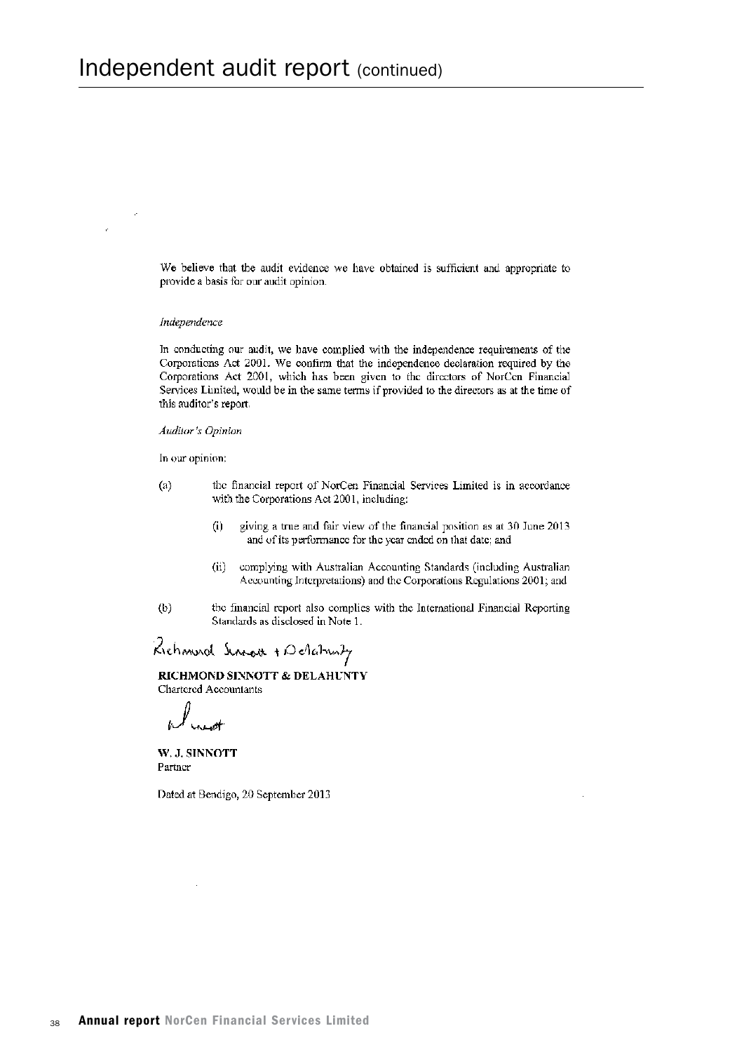# Independent audit report (continued)

We believe that the audit evidence we have obtained is sufficient and appropriate to provide a basis for our audit opinion.

*Independence*

In conducting our audit, we have complied with the independence requirements of the Corporations Act 2001. We confirm that the independence declaration required by the Corporations Act 2001, which has been given to the directors of NorCen Financial Services Limited, would be in the same terms if provided to the directors as at the time of this auditor's report.

*Auditor's Opinion*

In our opinion:

(a) the financial report of NorCen Financial Services Limited is in accordance with the Corporations Act 2001, including:

  (i) giving a true and fair view of the financial position as at 30 June 2013 and of its performance for the year ended on that date; and

  (ii) complying with Australian Accounting Standards (including Australian Accounting Interpretations) and the Corporations Regulations 2001; and

(b) the financial report also complies with the International Financial Reporting Standards as disclosed in Note 1.

Richmond Sinnott + Delahunty

**RICHMOND SINNOTT & DELAHUNTY**
Chartered Accountants

W Sinnott

**W. J. SINNOTT**
Partner

Dated at Bendigo, 20 September 2013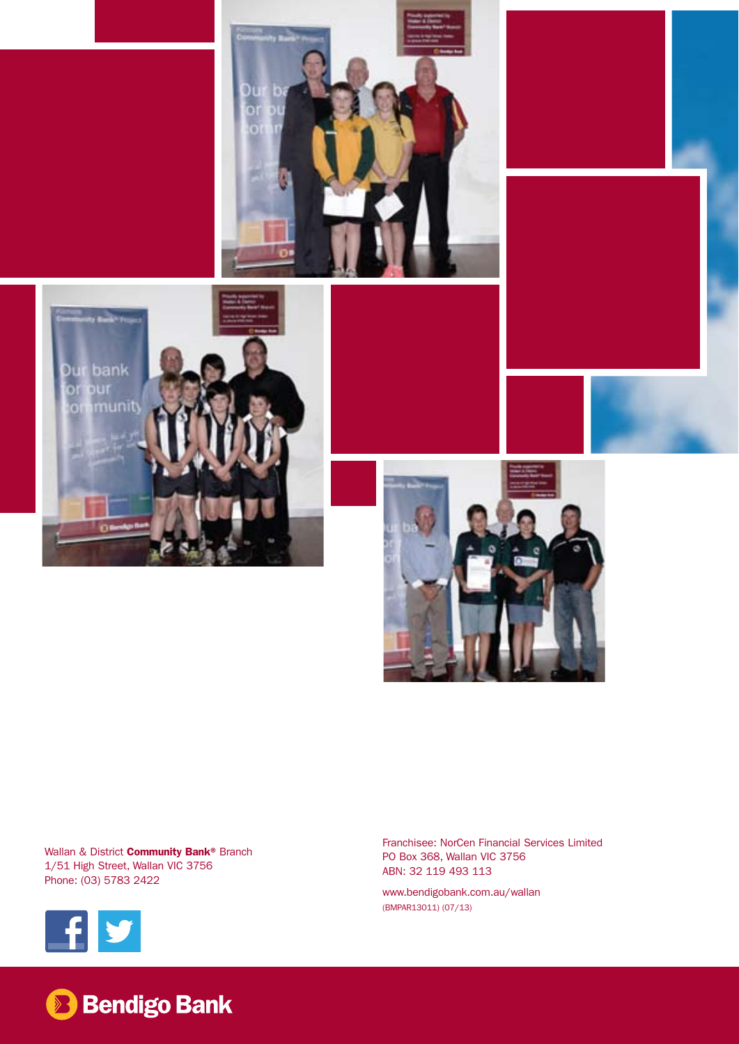Wallan & District **Community Bank**® Branch
1/51 High Street, Wallan VIC 3756
Phone: (03) 5783 2422

Franchisee: NorCen Financial Services Limited
PO Box 368, Wallan VIC 3756
ABN: 32 119 493 113

www.bendigobank.com.au/wallan
(BMPAR13011) (07/13)

Bendigo Bank